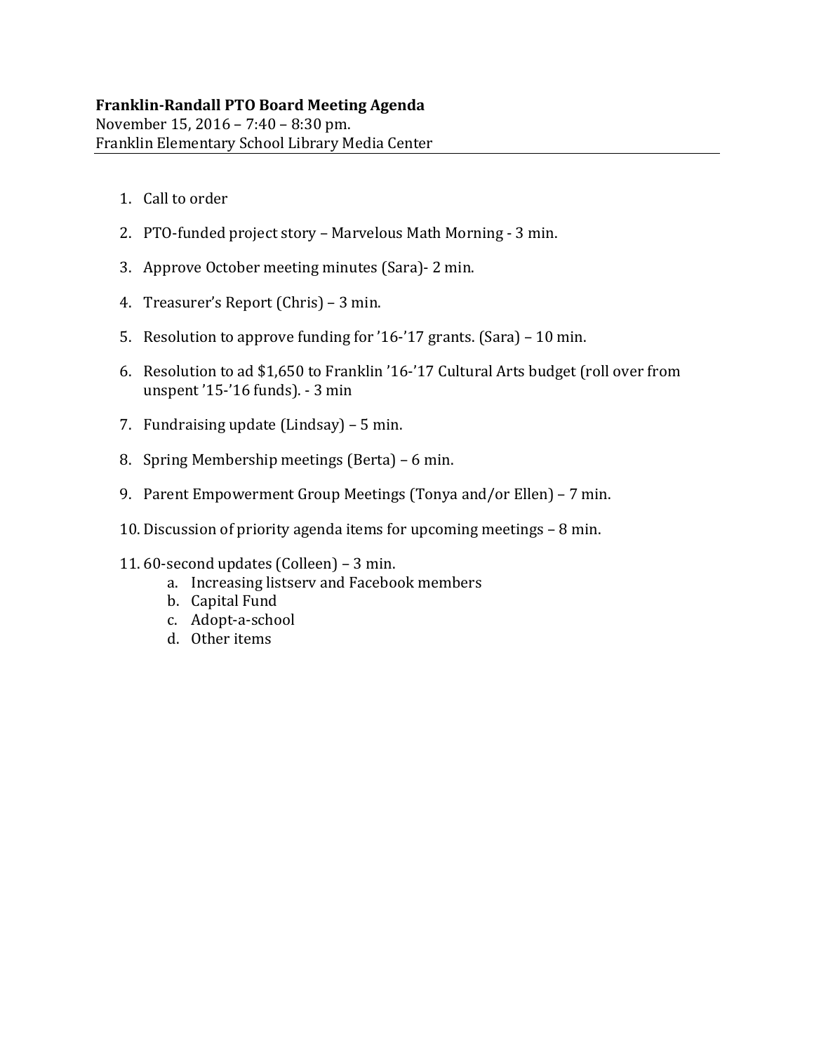**Franklin-Randall PTO Board Meeting Agenda**
November 15, 2016 – 7:40 – 8:30 pm.
Franklin Elementary School Library Media Center

---

1. Call to order
2. PTO-funded project story – Marvelous Math Morning - 3 min.
3. Approve October meeting minutes (Sara)- 2 min.
4. Treasurer's Report (Chris) – 3 min.
5. Resolution to approve funding for '16-'17 grants. (Sara) – 10 min.
6. Resolution to ad $1,650 to Franklin '16-'17 Cultural Arts budget (roll over from unspent '15-'16 funds). - 3 min
7. Fundraising update (Lindsay) – 5 min.
8. Spring Membership meetings (Berta) – 6 min.
9. Parent Empowerment Group Meetings (Tonya and/or Ellen) – 7 min.
10. Discussion of priority agenda items for upcoming meetings – 8 min.
11. 60-second updates (Colleen) – 3 min.
    a. Increasing listserv and Facebook members
    b. Capital Fund
    c. Adopt-a-school
    d. Other items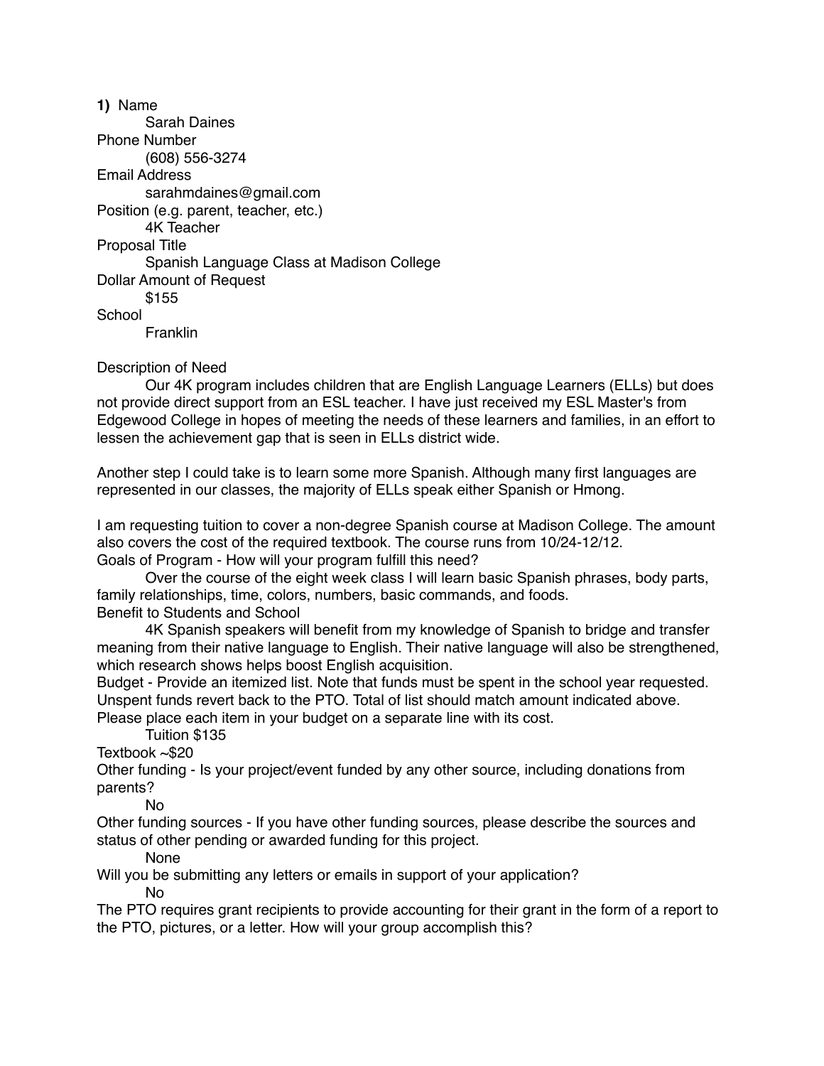**1)** Name

Sarah Daines

Phone Number

(608) 556-3274

Email Address

sarahmdaines@gmail.com

Position (e.g. parent, teacher, etc.)

4K Teacher

Proposal Title

Spanish Language Class at Madison College

Dollar Amount of Request

$155

School

Franklin

Description of Need

Our 4K program includes children that are English Language Learners (ELLs) but does not provide direct support from an ESL teacher. I have just received my ESL Master's from Edgewood College in hopes of meeting the needs of these learners and families, in an effort to lessen the achievement gap that is seen in ELLs district wide.

Another step I could take is to learn some more Spanish. Although many first languages are represented in our classes, the majority of ELLs speak either Spanish or Hmong.

I am requesting tuition to cover a non-degree Spanish course at Madison College. The amount also covers the cost of the required textbook. The course runs from 10/24-12/12.

Goals of Program - How will your program fulfill this need?

Over the course of the eight week class I will learn basic Spanish phrases, body parts, family relationships, time, colors, numbers, basic commands, and foods.

Benefit to Students and School

4K Spanish speakers will benefit from my knowledge of Spanish to bridge and transfer meaning from their native language to English. Their native language will also be strengthened, which research shows helps boost English acquisition.

Budget - Provide an itemized list. Note that funds must be spent in the school year requested. Unspent funds revert back to the PTO. Total of list should match amount indicated above. Please place each item in your budget on a separate line with its cost.

Tuition $135

Textbook ~$20

Other funding - Is your project/event funded by any other source, including donations from parents?

No

Other funding sources - If you have other funding sources, please describe the sources and status of other pending or awarded funding for this project.

None

Will you be submitting any letters or emails in support of your application?

No

The PTO requires grant recipients to provide accounting for their grant in the form of a report to the PTO, pictures, or a letter. How will your group accomplish this?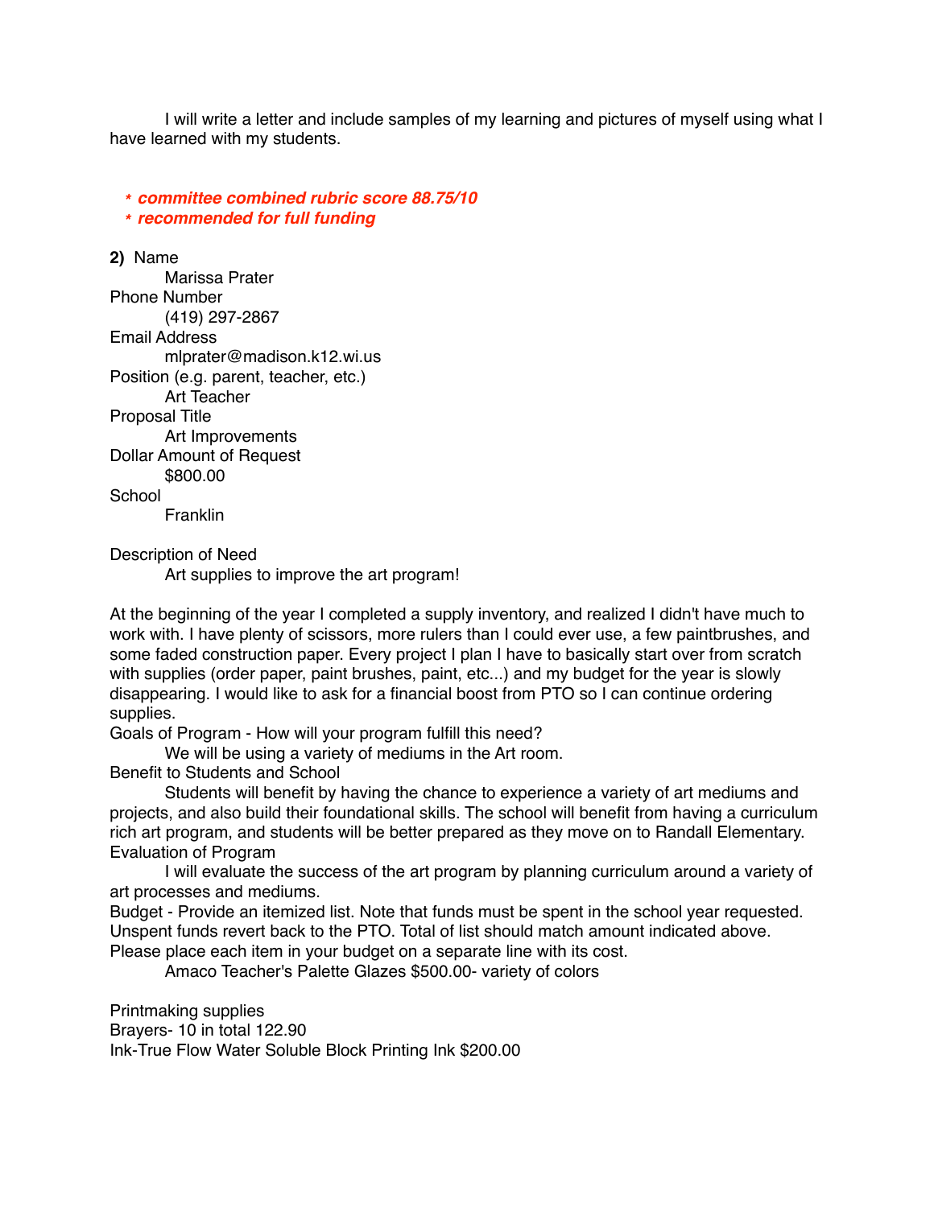I will write a letter and include samples of my learning and pictures of myself using what I have learned with my students.

- ***committee combined rubric score 88.75/10***
- ***recommended for full funding***

**2)** Name
Marissa Prater
Phone Number
(419) 297-2867
Email Address
mlprater@madison.k12.wi.us
Position (e.g. parent, teacher, etc.)
Art Teacher
Proposal Title
Art Improvements
Dollar Amount of Request
$800.00
School
Franklin

Description of Need
Art supplies to improve the art program!

At the beginning of the year I completed a supply inventory, and realized I didn't have much to work with. I have plenty of scissors, more rulers than I could ever use, a few paintbrushes, and some faded construction paper. Every project I plan I have to basically start over from scratch with supplies (order paper, paint brushes, paint, etc...) and my budget for the year is slowly disappearing. I would like to ask for a financial boost from PTO so I can continue ordering supplies.
Goals of Program - How will your program fulfill this need?
We will be using a variety of mediums in the Art room.
Benefit to Students and School
Students will benefit by having the chance to experience a variety of art mediums and projects, and also build their foundational skills. The school will benefit from having a curriculum rich art program, and students will be better prepared as they move on to Randall Elementary.
Evaluation of Program
I will evaluate the success of the art program by planning curriculum around a variety of art processes and mediums.
Budget - Provide an itemized list. Note that funds must be spent in the school year requested. Unspent funds revert back to the PTO. Total of list should match amount indicated above. Please place each item in your budget on a separate line with its cost.
Amaco Teacher's Palette Glazes $500.00- variety of colors

Printmaking supplies
Brayers- 10 in total 122.90
Ink-True Flow Water Soluble Block Printing Ink $200.00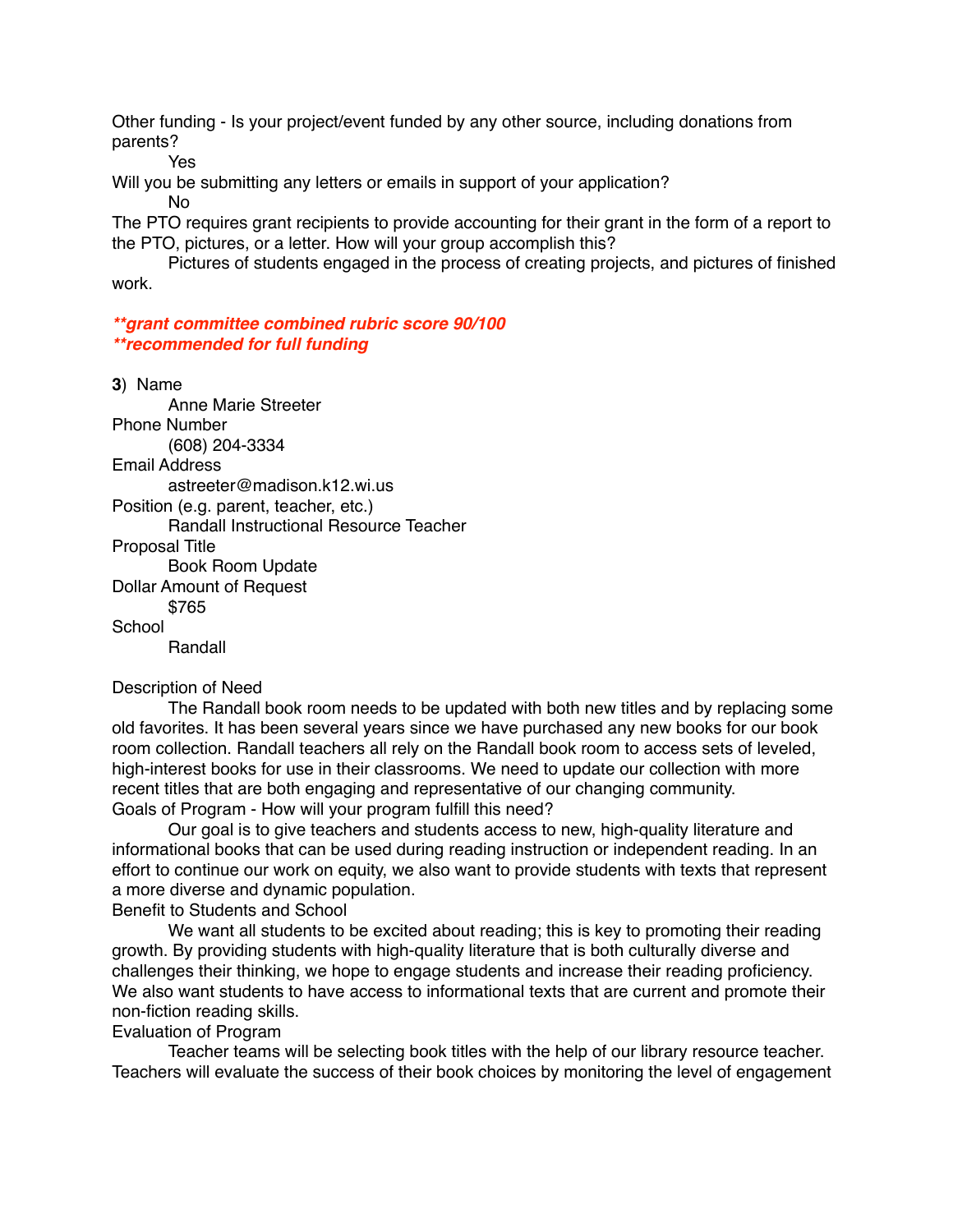Other funding - Is your project/event funded by any other source, including donations from parents?

Yes

Will you be submitting any letters or emails in support of your application?

No

The PTO requires grant recipients to provide accounting for their grant in the form of a report to the PTO, pictures, or a letter. How will your group accomplish this?

Pictures of students engaged in the process of creating projects, and pictures of finished work.

***\*\*grant committee combined rubric score 90/100***
***\*\*recommended for full funding***

**3**) Name

Anne Marie Streeter

Phone Number

(608) 204-3334

Email Address

astreeter@madison.k12.wi.us

Position (e.g. parent, teacher, etc.)

Randall Instructional Resource Teacher

Proposal Title

Book Room Update

Dollar Amount of Request

$765

School

Randall

Description of Need

The Randall book room needs to be updated with both new titles and by replacing some old favorites. It has been several years since we have purchased any new books for our book room collection. Randall teachers all rely on the Randall book room to access sets of leveled, high-interest books for use in their classrooms. We need to update our collection with more recent titles that are both engaging and representative of our changing community.

Goals of Program - How will your program fulfill this need?

Our goal is to give teachers and students access to new, high-quality literature and informational books that can be used during reading instruction or independent reading. In an effort to continue our work on equity, we also want to provide students with texts that represent a more diverse and dynamic population.

Benefit to Students and School

We want all students to be excited about reading; this is key to promoting their reading growth. By providing students with high-quality literature that is both culturally diverse and challenges their thinking, we hope to engage students and increase their reading proficiency. We also want students to have access to informational texts that are current and promote their non-fiction reading skills.

Evaluation of Program

Teacher teams will be selecting book titles with the help of our library resource teacher. Teachers will evaluate the success of their book choices by monitoring the level of engagement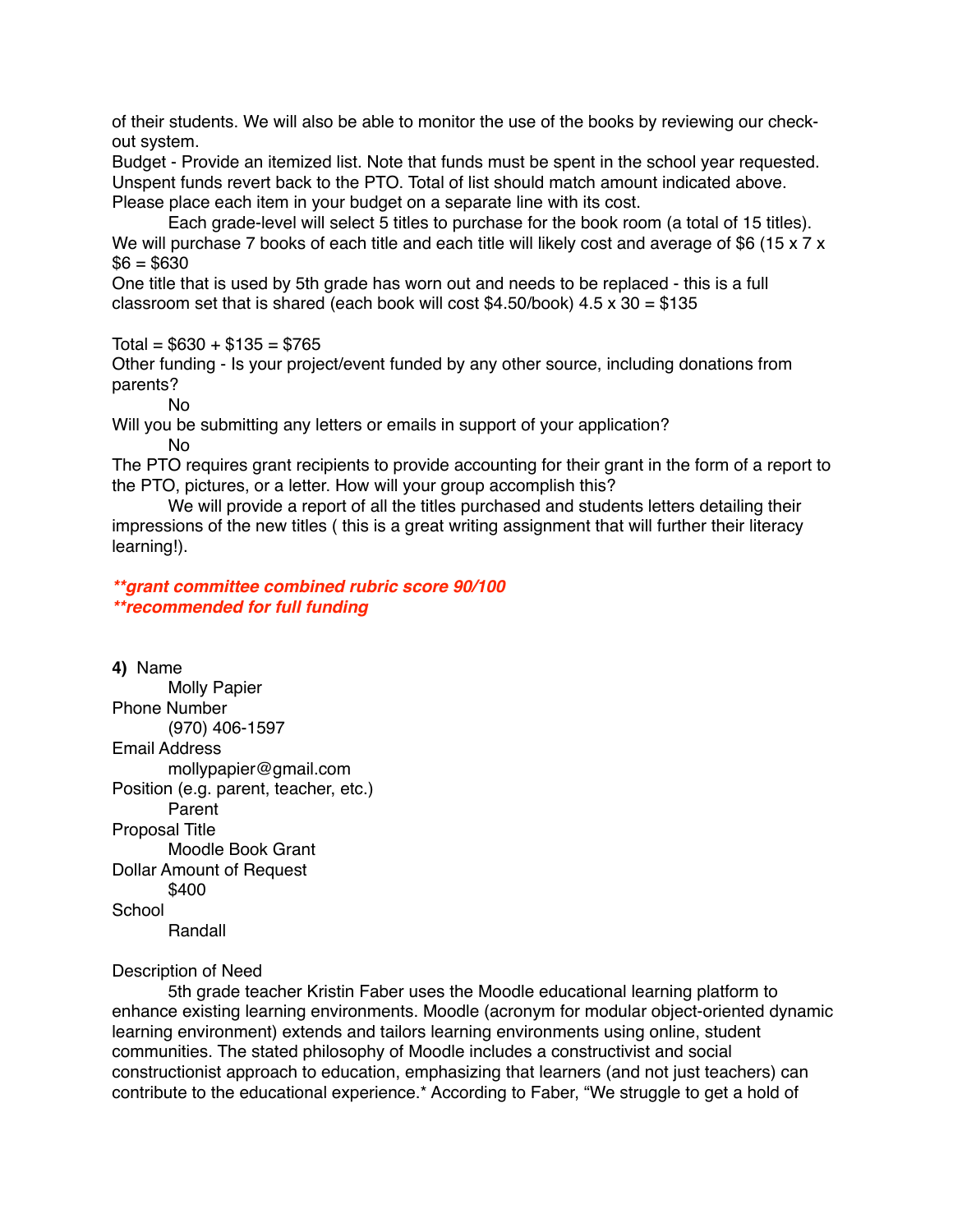of their students. We will also be able to monitor the use of the books by reviewing our check-out system.

Budget - Provide an itemized list. Note that funds must be spent in the school year requested. Unspent funds revert back to the PTO. Total of list should match amount indicated above. Please place each item in your budget on a separate line with its cost.

Each grade-level will select 5 titles to purchase for the book room (a total of 15 titles). We will purchase 7 books of each title and each title will likely cost and average of $6 (15 x 7 x $6 = $630

One title that is used by 5th grade has worn out and needs to be replaced - this is a full classroom set that is shared (each book will cost $4.50/book) 4.5 x 30 = $135

Total = $630 + $135 = $765

Other funding - Is your project/event funded by any other source, including donations from parents?

No

Will you be submitting any letters or emails in support of your application?

No

The PTO requires grant recipients to provide accounting for their grant in the form of a report to the PTO, pictures, or a letter. How will your group accomplish this?

We will provide a report of all the titles purchased and students letters detailing their impressions of the new titles ( this is a great writing assignment that will further their literacy learning!).

***\*\*grant committee combined rubric score 90/100***
***\*\*recommended for full funding***

**4)** Name

Molly Papier

Phone Number

(970) 406-1597

Email Address

mollypapier@gmail.com

Position (e.g. parent, teacher, etc.)

Parent

Proposal Title

Moodle Book Grant

Dollar Amount of Request

$400

School

Randall

Description of Need

5th grade teacher Kristin Faber uses the Moodle educational learning platform to enhance existing learning environments. Moodle (acronym for modular object-oriented dynamic learning environment) extends and tailors learning environments using online, student communities. The stated philosophy of Moodle includes a constructivist and social constructionist approach to education, emphasizing that learners (and not just teachers) can contribute to the educational experience.* According to Faber, "We struggle to get a hold of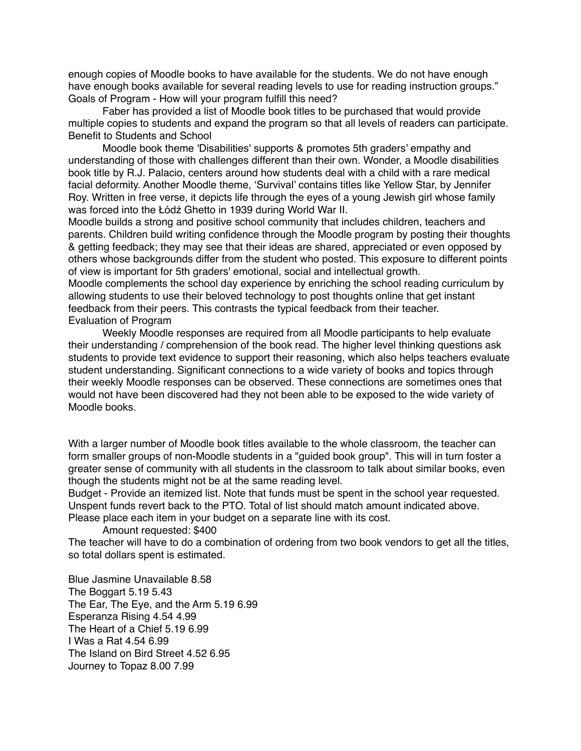enough copies of Moodle books to have available for the students. We do not have enough have enough books available for several reading levels to use for reading instruction groups."

Goals of Program - How will your program fulfill this need?

Faber has provided a list of Moodle book titles to be purchased that would provide multiple copies to students and expand the program so that all levels of readers can participate.

Benefit to Students and School

Moodle book theme 'Disabilities' supports & promotes 5th graders' empathy and understanding of those with challenges different than their own. Wonder, a Moodle disabilities book title by R.J. Palacio, centers around how students deal with a child with a rare medical facial deformity. Another Moodle theme, 'Survival' contains titles like Yellow Star, by Jennifer Roy. Written in free verse, it depicts life through the eyes of a young Jewish girl whose family was forced into the Łódź Ghetto in 1939 during World War II.

Moodle builds a strong and positive school community that includes children, teachers and parents. Children build writing confidence through the Moodle program by posting their thoughts & getting feedback; they may see that their ideas are shared, appreciated or even opposed by others whose backgrounds differ from the student who posted. This exposure to different points of view is important for 5th graders' emotional, social and intellectual growth.

Moodle complements the school day experience by enriching the school reading curriculum by allowing students to use their beloved technology to post thoughts online that get instant feedback from their peers. This contrasts the typical feedback from their teacher.

Evaluation of Program

Weekly Moodle responses are required from all Moodle participants to help evaluate their understanding / comprehension of the book read. The higher level thinking questions ask students to provide text evidence to support their reasoning, which also helps teachers evaluate student understanding. Significant connections to a wide variety of books and topics through their weekly Moodle responses can be observed. These connections are sometimes ones that would not have been discovered had they not been able to be exposed to the wide variety of Moodle books.

With a larger number of Moodle book titles available to the whole classroom, the teacher can form smaller groups of non-Moodle students in a "guided book group". This will in turn foster a greater sense of community with all students in the classroom to talk about similar books, even though the students might not be at the same reading level.

Budget - Provide an itemized list. Note that funds must be spent in the school year requested. Unspent funds revert back to the PTO. Total of list should match amount indicated above. Please place each item in your budget on a separate line with its cost.

Amount requested: $400

The teacher will have to do a combination of ordering from two book vendors to get all the titles, so total dollars spent is estimated.

Blue Jasmine Unavailable 8.58
The Boggart 5.19 5.43
The Ear, The Eye, and the Arm 5.19 6.99
Esperanza Rising 4.54 4.99
The Heart of a Chief 5.19 6.99
I Was a Rat 4.54 6.99
The Island on Bird Street 4.52 6.95
Journey to Topaz 8.00 7.99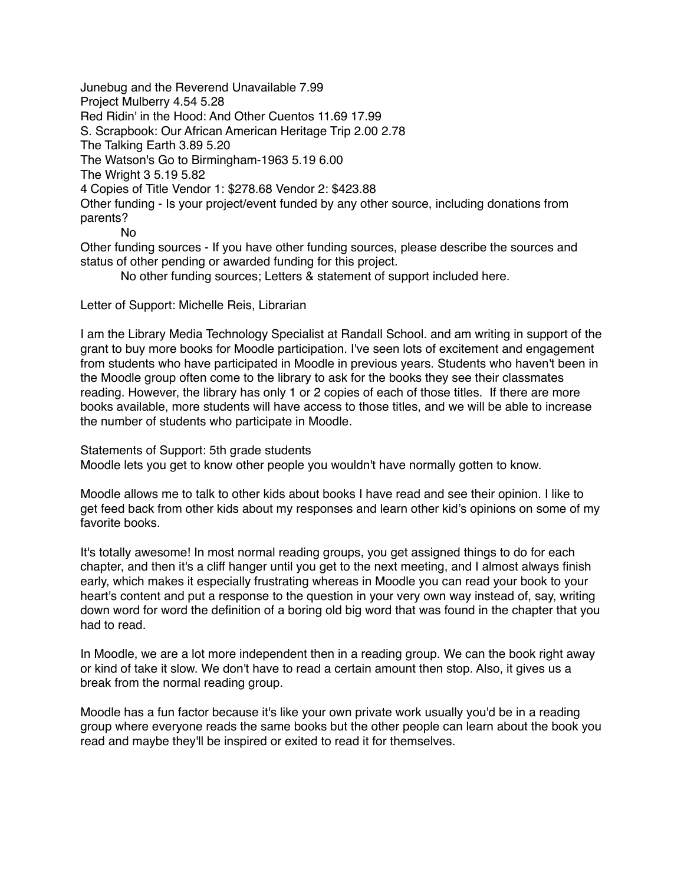Junebug and the Reverend Unavailable 7.99
Project Mulberry 4.54 5.28
Red Ridin' in the Hood: And Other Cuentos 11.69 17.99
S. Scrapbook: Our African American Heritage Trip 2.00 2.78
The Talking Earth 3.89 5.20
The Watson's Go to Birmingham-1963 5.19 6.00
The Wright 3 5.19 5.82
4 Copies of Title Vendor 1: $278.68 Vendor 2: $423.88

Other funding - Is your project/event funded by any other source, including donations from parents?

No

Other funding sources - If you have other funding sources, please describe the sources and status of other pending or awarded funding for this project.

No other funding sources; Letters & statement of support included here.

Letter of Support: Michelle Reis, Librarian

I am the Library Media Technology Specialist at Randall School. and am writing in support of the grant to buy more books for Moodle participation. I've seen lots of excitement and engagement from students who have participated in Moodle in previous years. Students who haven't been in the Moodle group often come to the library to ask for the books they see their classmates reading. However, the library has only 1 or 2 copies of each of those titles. If there are more books available, more students will have access to those titles, and we will be able to increase the number of students who participate in Moodle.

Statements of Support: 5th grade students

Moodle lets you get to know other people you wouldn't have normally gotten to know.

Moodle allows me to talk to other kids about books I have read and see their opinion. I like to get feed back from other kids about my responses and learn other kid's opinions on some of my favorite books.

It's totally awesome! In most normal reading groups, you get assigned things to do for each chapter, and then it's a cliff hanger until you get to the next meeting, and I almost always finish early, which makes it especially frustrating whereas in Moodle you can read your book to your heart's content and put a response to the question in your very own way instead of, say, writing down word for word the definition of a boring old big word that was found in the chapter that you had to read.

In Moodle, we are a lot more independent then in a reading group. We can the book right away or kind of take it slow. We don't have to read a certain amount then stop. Also, it gives us a break from the normal reading group.

Moodle has a fun factor because it's like your own private work usually you'd be in a reading group where everyone reads the same books but the other people can learn about the book you read and maybe they'll be inspired or exited to read it for themselves.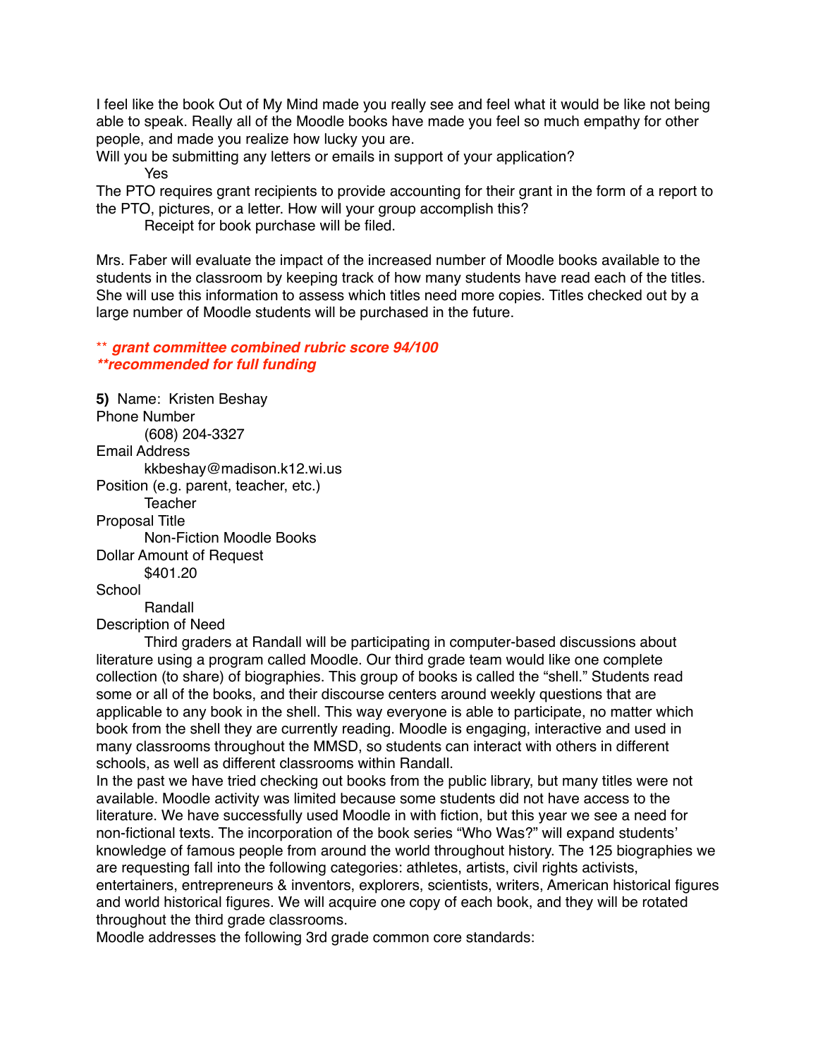I feel like the book Out of My Mind made you really see and feel what it would be like not being able to speak. Really all of the Moodle books have made you feel so much empathy for other people, and made you realize how lucky you are.

Will you be submitting any letters or emails in support of your application?

Yes

The PTO requires grant recipients to provide accounting for their grant in the form of a report to the PTO, pictures, or a letter. How will your group accomplish this?

Receipt for book purchase will be filed.

Mrs. Faber will evaluate the impact of the increased number of Moodle books available to the students in the classroom by keeping track of how many students have read each of the titles. She will use this information to assess which titles need more copies. Titles checked out by a large number of Moodle students will be purchased in the future.

** ***grant committee combined rubric score 94/100***
***\*\*recommended for full funding***

**5)** Name: Kristen Beshay

Phone Number

(608) 204-3327

Email Address

kkbeshay@madison.k12.wi.us

Position (e.g. parent, teacher, etc.)

Teacher

Proposal Title

Non-Fiction Moodle Books

Dollar Amount of Request

$401.20

School

Randall

Description of Need

Third graders at Randall will be participating in computer-based discussions about literature using a program called Moodle. Our third grade team would like one complete collection (to share) of biographies. This group of books is called the "shell." Students read some or all of the books, and their discourse centers around weekly questions that are applicable to any book in the shell. This way everyone is able to participate, no matter which book from the shell they are currently reading. Moodle is engaging, interactive and used in many classrooms throughout the MMSD, so students can interact with others in different schools, as well as different classrooms within Randall.

In the past we have tried checking out books from the public library, but many titles were not available. Moodle activity was limited because some students did not have access to the literature. We have successfully used Moodle in with fiction, but this year we see a need for non-fictional texts. The incorporation of the book series "Who Was?" will expand students' knowledge of famous people from around the world throughout history. The 125 biographies we are requesting fall into the following categories: athletes, artists, civil rights activists, entertainers, entrepreneurs & inventors, explorers, scientists, writers, American historical figures and world historical figures. We will acquire one copy of each book, and they will be rotated throughout the third grade classrooms.

Moodle addresses the following 3rd grade common core standards: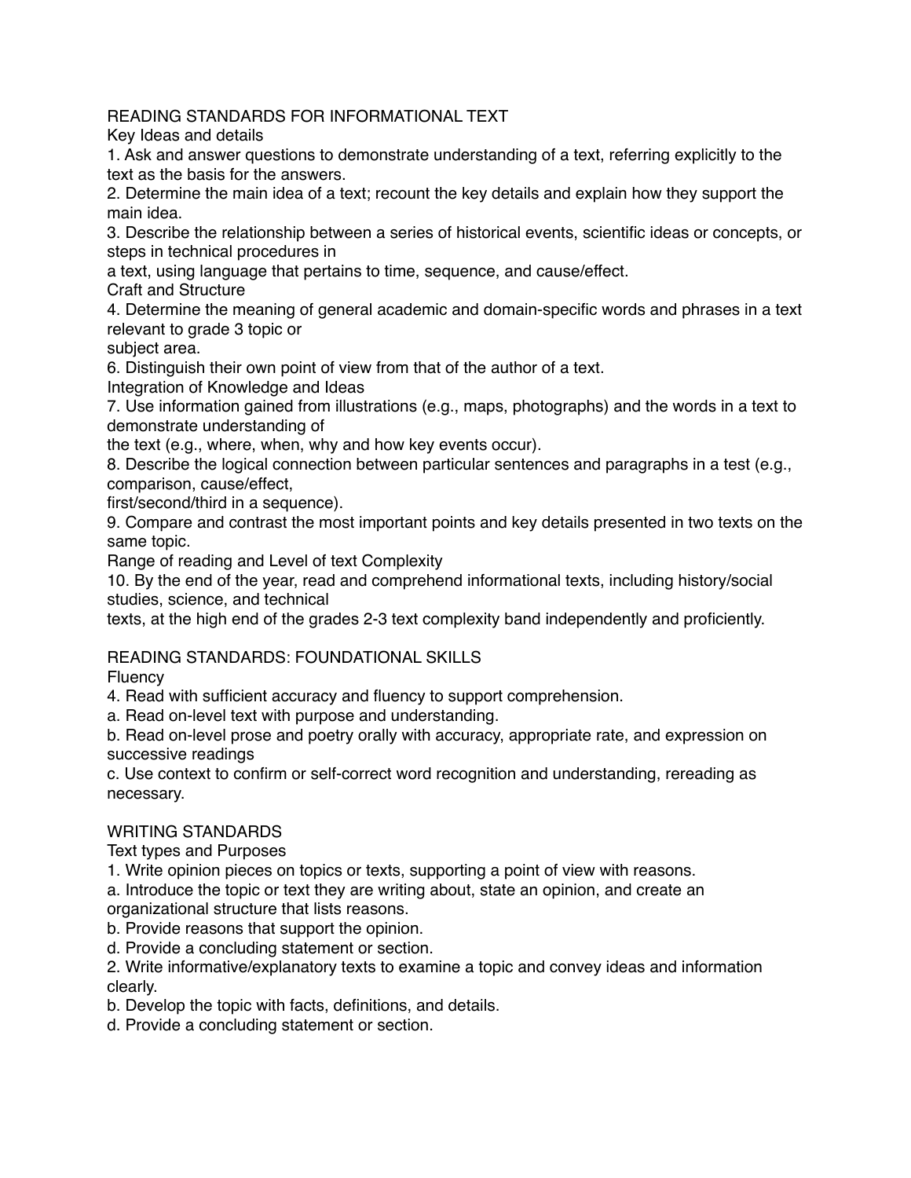## READING STANDARDS FOR INFORMATIONAL TEXT

### Key Ideas and details

1. Ask and answer questions to demonstrate understanding of a text, referring explicitly to the text as the basis for the answers.
2. Determine the main idea of a text; recount the key details and explain how they support the main idea.
3. Describe the relationship between a series of historical events, scientific ideas or concepts, or steps in technical procedures in a text, using language that pertains to time, sequence, and cause/effect.

### Craft and Structure

4. Determine the meaning of general academic and domain-specific words and phrases in a text relevant to grade 3 topic or subject area.

6. Distinguish their own point of view from that of the author of a text.

### Integration of Knowledge and Ideas

7. Use information gained from illustrations (e.g., maps, photographs) and the words in a text to demonstrate understanding of the text (e.g., where, when, why and how key events occur).
8. Describe the logical connection between particular sentences and paragraphs in a test (e.g., comparison, cause/effect, first/second/third in a sequence).
9. Compare and contrast the most important points and key details presented in two texts on the same topic.

### Range of reading and Level of text Complexity

10. By the end of the year, read and comprehend informational texts, including history/social studies, science, and technical texts, at the high end of the grades 2-3 text complexity band independently and proficiently.

## READING STANDARDS: FOUNDATIONAL SKILLS

### Fluency

4. Read with sufficient accuracy and fluency to support comprehension.

a. Read on-level text with purpose and understanding.

b. Read on-level prose and poetry orally with accuracy, appropriate rate, and expression on successive readings

c. Use context to confirm or self-correct word recognition and understanding, rereading as necessary.

## WRITING STANDARDS

### Text types and Purposes

1. Write opinion pieces on topics or texts, supporting a point of view with reasons.

a. Introduce the topic or text they are writing about, state an opinion, and create an organizational structure that lists reasons.

b. Provide reasons that support the opinion.

d. Provide a concluding statement or section.

2. Write informative/explanatory texts to examine a topic and convey ideas and information clearly.

b. Develop the topic with facts, definitions, and details.

d. Provide a concluding statement or section.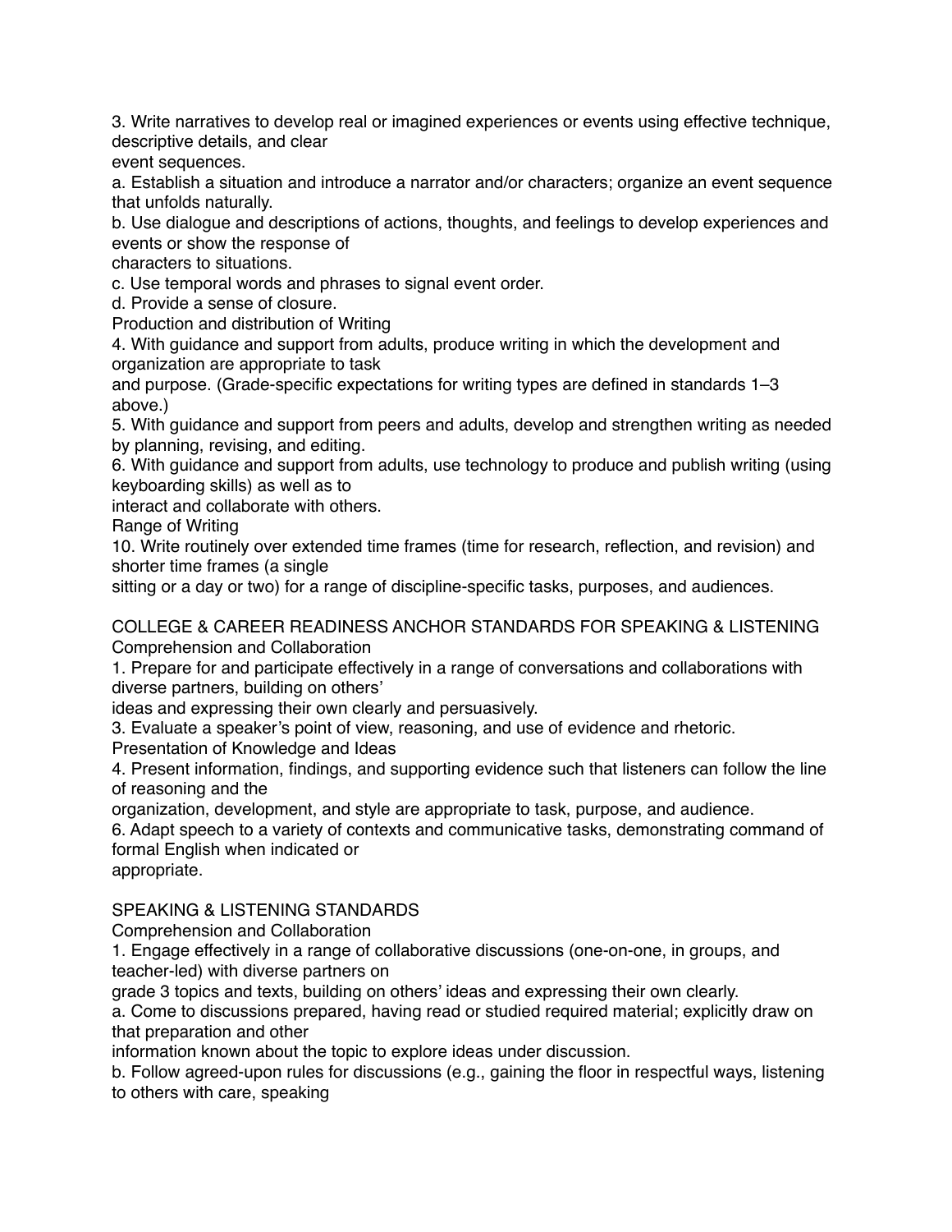3. Write narratives to develop real or imagined experiences or events using effective technique, descriptive details, and clear event sequences.

a. Establish a situation and introduce a narrator and/or characters; organize an event sequence that unfolds naturally.

b. Use dialogue and descriptions of actions, thoughts, and feelings to develop experiences and events or show the response of characters to situations.

c. Use temporal words and phrases to signal event order.

d. Provide a sense of closure.

Production and distribution of Writing

4. With guidance and support from adults, produce writing in which the development and organization are appropriate to task and purpose. (Grade-specific expectations for writing types are defined in standards 1–3 above.)

5. With guidance and support from peers and adults, develop and strengthen writing as needed by planning, revising, and editing.

6. With guidance and support from adults, use technology to produce and publish writing (using keyboarding skills) as well as to interact and collaborate with others.

Range of Writing

10. Write routinely over extended time frames (time for research, reflection, and revision) and shorter time frames (a single sitting or a day or two) for a range of discipline-specific tasks, purposes, and audiences.

COLLEGE & CAREER READINESS ANCHOR STANDARDS FOR SPEAKING & LISTENING

Comprehension and Collaboration

1. Prepare for and participate effectively in a range of conversations and collaborations with diverse partners, building on others' ideas and expressing their own clearly and persuasively.

3. Evaluate a speaker's point of view, reasoning, and use of evidence and rhetoric.

Presentation of Knowledge and Ideas

4. Present information, findings, and supporting evidence such that listeners can follow the line of reasoning and the organization, development, and style are appropriate to task, purpose, and audience.

6. Adapt speech to a variety of contexts and communicative tasks, demonstrating command of formal English when indicated or appropriate.

SPEAKING & LISTENING STANDARDS

Comprehension and Collaboration

1. Engage effectively in a range of collaborative discussions (one-on-one, in groups, and teacher-led) with diverse partners on grade 3 topics and texts, building on others' ideas and expressing their own clearly.

a. Come to discussions prepared, having read or studied required material; explicitly draw on that preparation and other information known about the topic to explore ideas under discussion.

b. Follow agreed-upon rules for discussions (e.g., gaining the floor in respectful ways, listening to others with care, speaking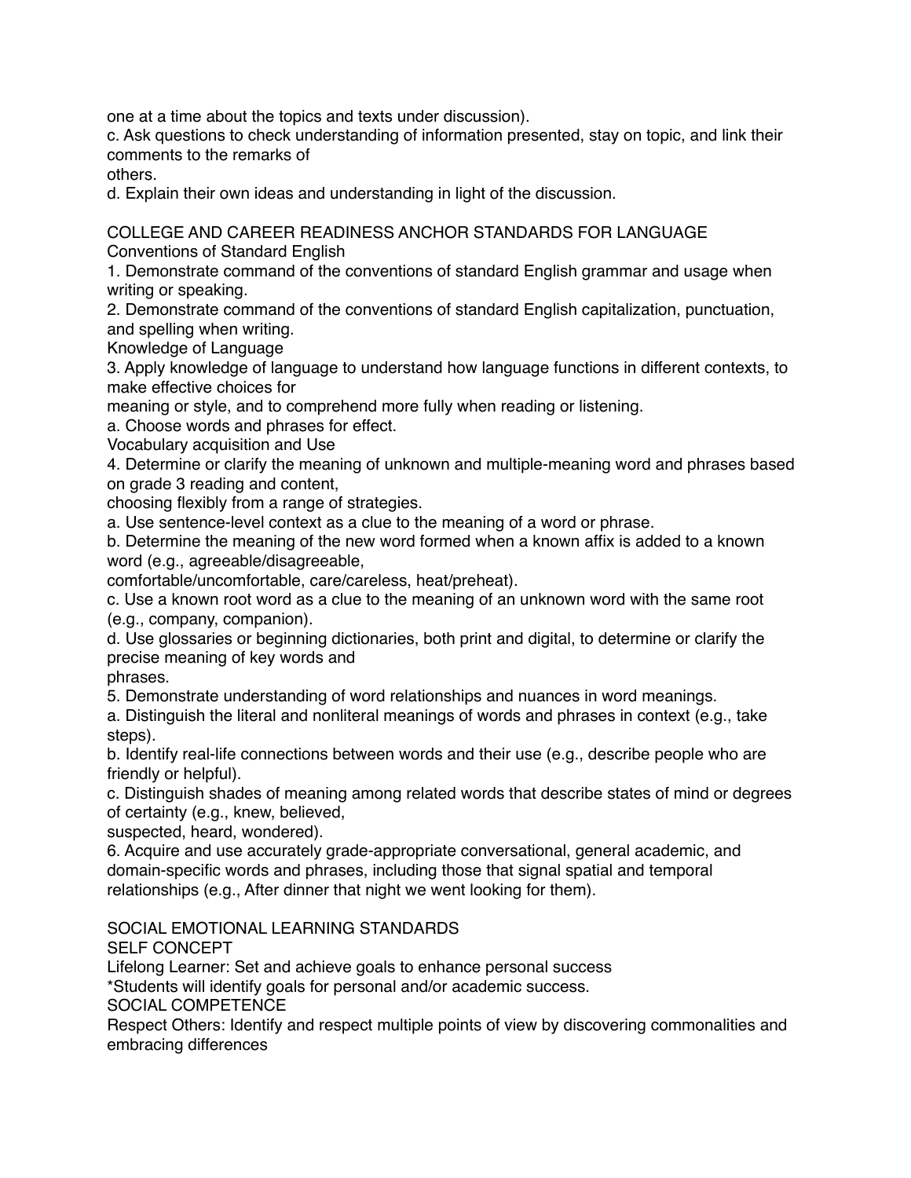one at a time about the topics and texts under discussion).

c. Ask questions to check understanding of information presented, stay on topic, and link their comments to the remarks of others.

d. Explain their own ideas and understanding in light of the discussion.

COLLEGE AND CAREER READINESS ANCHOR STANDARDS FOR LANGUAGE

Conventions of Standard English

1. Demonstrate command of the conventions of standard English grammar and usage when writing or speaking.
2. Demonstrate command of the conventions of standard English capitalization, punctuation, and spelling when writing.

Knowledge of Language

3. Apply knowledge of language to understand how language functions in different contexts, to make effective choices for meaning or style, and to comprehend more fully when reading or listening.

a. Choose words and phrases for effect.

Vocabulary acquisition and Use

4. Determine or clarify the meaning of unknown and multiple-meaning word and phrases based on grade 3 reading and content, choosing flexibly from a range of strategies.

a. Use sentence-level context as a clue to the meaning of a word or phrase.

b. Determine the meaning of the new word formed when a known affix is added to a known word (e.g., agreeable/disagreeable, comfortable/uncomfortable, care/careless, heat/preheat).

c. Use a known root word as a clue to the meaning of an unknown word with the same root (e.g., company, companion).

d. Use glossaries or beginning dictionaries, both print and digital, to determine or clarify the precise meaning of key words and phrases.

5. Demonstrate understanding of word relationships and nuances in word meanings.

a. Distinguish the literal and nonliteral meanings of words and phrases in context (e.g., take steps).

b. Identify real-life connections between words and their use (e.g., describe people who are friendly or helpful).

c. Distinguish shades of meaning among related words that describe states of mind or degrees of certainty (e.g., knew, believed, suspected, heard, wondered).

6. Acquire and use accurately grade-appropriate conversational, general academic, and domain-specific words and phrases, including those that signal spatial and temporal relationships (e.g., After dinner that night we went looking for them).

SOCIAL EMOTIONAL LEARNING STANDARDS

SELF CONCEPT

Lifelong Learner: Set and achieve goals to enhance personal success

*Students will identify goals for personal and/or academic success.

SOCIAL COMPETENCE

Respect Others: Identify and respect multiple points of view by discovering commonalities and embracing differences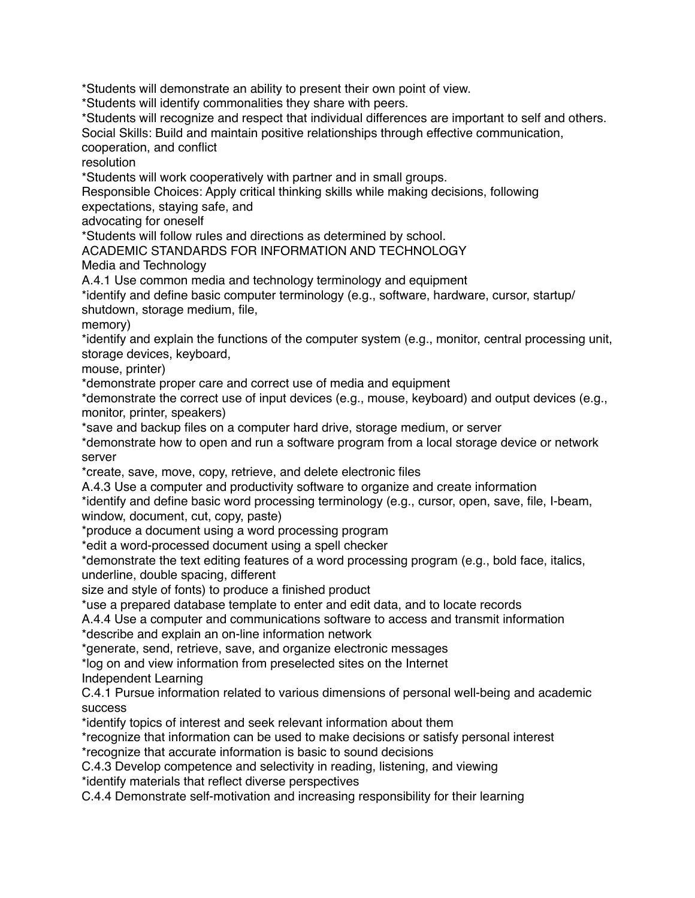*Students will demonstrate an ability to present their own point of view.
*Students will identify commonalities they share with peers.
*Students will recognize and respect that individual differences are important to self and others.
Social Skills: Build and maintain positive relationships through effective communication, cooperation, and conflict resolution
*Students will work cooperatively with partner and in small groups.
Responsible Choices: Apply critical thinking skills while making decisions, following expectations, staying safe, and advocating for oneself
*Students will follow rules and directions as determined by school.

ACADEMIC STANDARDS FOR INFORMATION AND TECHNOLOGY

Media and Technology

A.4.1 Use common media and technology terminology and equipment
*identify and define basic computer terminology (e.g., software, hardware, cursor, startup/shutdown, storage medium, file, memory)
*identify and explain the functions of the computer system (e.g., monitor, central processing unit, storage devices, keyboard, mouse, printer)
*demonstrate proper care and correct use of media and equipment
*demonstrate the correct use of input devices (e.g., mouse, keyboard) and output devices (e.g., monitor, printer, speakers)
*save and backup files on a computer hard drive, storage medium, or server
*demonstrate how to open and run a software program from a local storage device or network server
*create, save, move, copy, retrieve, and delete electronic files

A.4.3 Use a computer and productivity software to organize and create information
*identify and define basic word processing terminology (e.g., cursor, open, save, file, I-beam, window, document, cut, copy, paste)
*produce a document using a word processing program
*edit a word-processed document using a spell checker
*demonstrate the text editing features of a word processing program (e.g., bold face, italics, underline, double spacing, different size and style of fonts) to produce a finished product
*use a prepared database template to enter and edit data, and to locate records

A.4.4 Use a computer and communications software to access and transmit information
*describe and explain an on-line information network
*generate, send, retrieve, save, and organize electronic messages
*log on and view information from preselected sites on the Internet

Independent Learning

C.4.1 Pursue information related to various dimensions of personal well-being and academic success
*identify topics of interest and seek relevant information about them
*recognize that information can be used to make decisions or satisfy personal interest
*recognize that accurate information is basic to sound decisions

C.4.3 Develop competence and selectivity in reading, listening, and viewing
*identify materials that reflect diverse perspectives

C.4.4 Demonstrate self-motivation and increasing responsibility for their learning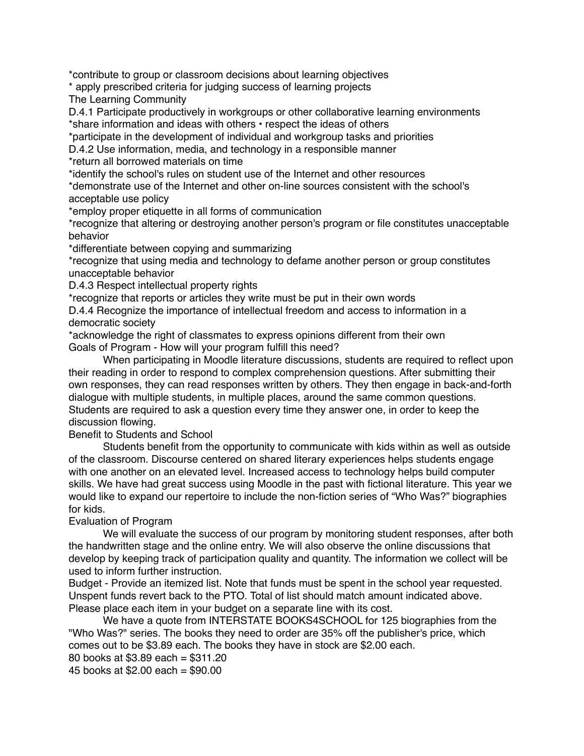*contribute to group or classroom decisions about learning objectives
* apply prescribed criteria for judging success of learning projects
The Learning Community
D.4.1 Participate productively in workgroups or other collaborative learning environments
*share information and ideas with others • respect the ideas of others
*participate in the development of individual and workgroup tasks and priorities
D.4.2 Use information, media, and technology in a responsible manner
*return all borrowed materials on time
*identify the school's rules on student use of the Internet and other resources
*demonstrate use of the Internet and other on-line sources consistent with the school's acceptable use policy
*employ proper etiquette in all forms of communication
*recognize that altering or destroying another person's program or file constitutes unacceptable behavior
*differentiate between copying and summarizing
*recognize that using media and technology to defame another person or group constitutes unacceptable behavior
D.4.3 Respect intellectual property rights
*recognize that reports or articles they write must be put in their own words
D.4.4 Recognize the importance of intellectual freedom and access to information in a democratic society
*acknowledge the right of classmates to express opinions different from their own
Goals of Program - How will your program fulfill this need?

When participating in Moodle literature discussions, students are required to reflect upon their reading in order to respond to complex comprehension questions. After submitting their own responses, they can read responses written by others. They then engage in back-and-forth dialogue with multiple students, in multiple places, around the same common questions. Students are required to ask a question every time they answer one, in order to keep the discussion flowing.

Benefit to Students and School

Students benefit from the opportunity to communicate with kids within as well as outside of the classroom. Discourse centered on shared literary experiences helps students engage with one another on an elevated level. Increased access to technology helps build computer skills. We have had great success using Moodle in the past with fictional literature. This year we would like to expand our repertoire to include the non-fiction series of "Who Was?" biographies for kids.

Evaluation of Program

We will evaluate the success of our program by monitoring student responses, after both the handwritten stage and the online entry. We will also observe the online discussions that develop by keeping track of participation quality and quantity. The information we collect will be used to inform further instruction.

Budget - Provide an itemized list. Note that funds must be spent in the school year requested. Unspent funds revert back to the PTO. Total of list should match amount indicated above. Please place each item in your budget on a separate line with its cost.

We have a quote from INTERSTATE BOOKS4SCHOOL for 125 biographies from the "Who Was?" series. The books they need to order are 35% off the publisher's price, which comes out to be $3.89 each. The books they have in stock are $2.00 each.

80 books at $3.89 each = $311.20
45 books at $2.00 each = $90.00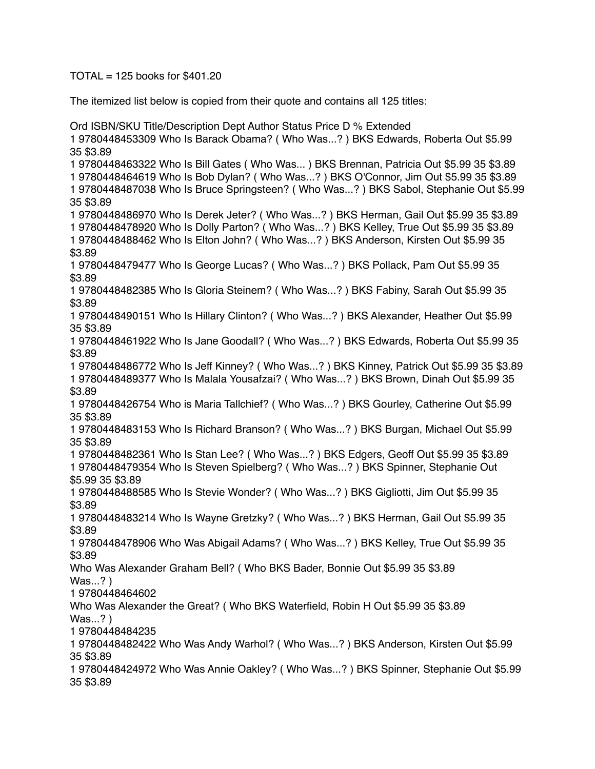TOTAL = 125 books for $401.20

The itemized list below is copied from their quote and contains all 125 titles:

| Ord | ISBN/SKU | Title/Description | Dept | Author | Status | Price | D % | Extended |
|---|---|---|---|---|---|---|---|---|
| 1 | 9780448453309 | Who Is Barack Obama? ( Who Was...? ) | BKS | Edwards, Roberta | Out | $5.99 | 35 | $3.89 |
| 1 | 9780448463322 | Who Is Bill Gates ( Who Was... ) | BKS | Brennan, Patricia | Out | $5.99 | 35 | $3.89 |
| 1 | 9780448464619 | Who Is Bob Dylan? ( Who Was...? ) | BKS | O'Connor, Jim | Out | $5.99 | 35 | $3.89 |
| 1 | 9780448487038 | Who Is Bruce Springsteen? ( Who Was...? ) | BKS | Sabol, Stephanie | Out | $5.99 | 35 | $3.89 |
| 1 | 9780448486970 | Who Is Derek Jeter? ( Who Was...? ) | BKS | Herman, Gail | Out | $5.99 | 35 | $3.89 |
| 1 | 9780448478920 | Who Is Dolly Parton? ( Who Was...? ) | BKS | Kelley, True | Out | $5.99 | 35 | $3.89 |
| 1 | 9780448488462 | Who Is Elton John? ( Who Was...? ) | BKS | Anderson, Kirsten | Out | $5.99 | 35 | $3.89 |
| 1 | 9780448479477 | Who Is George Lucas? ( Who Was...? ) | BKS | Pollack, Pam | Out | $5.99 | 35 | $3.89 |
| 1 | 9780448482385 | Who Is Gloria Steinem? ( Who Was...? ) | BKS | Fabiny, Sarah | Out | $5.99 | 35 | $3.89 |
| 1 | 9780448490151 | Who Is Hillary Clinton? ( Who Was...? ) | BKS | Alexander, Heather | Out | $5.99 | 35 | $3.89 |
| 1 | 9780448461922 | Who Is Jane Goodall? ( Who Was...? ) | BKS | Edwards, Roberta | Out | $5.99 | 35 | $3.89 |
| 1 | 9780448486772 | Who Is Jeff Kinney? ( Who Was...? ) | BKS | Kinney, Patrick | Out | $5.99 | 35 | $3.89 |
| 1 | 9780448489377 | Who Is Malala Yousafzai? ( Who Was...? ) | BKS | Brown, Dinah | Out | $5.99 | 35 | $3.89 |
| 1 | 9780448426754 | Who is Maria Tallchief? ( Who Was...? ) | BKS | Gourley, Catherine | Out | $5.99 | 35 | $3.89 |
| 1 | 9780448483153 | Who Is Richard Branson? ( Who Was...? ) | BKS | Burgan, Michael | Out | $5.99 | 35 | $3.89 |
| 1 | 9780448482361 | Who Is Stan Lee? ( Who Was...? ) | BKS | Edgers, Geoff | Out | $5.99 | 35 | $3.89 |
| 1 | 9780448479354 | Who Is Steven Spielberg? ( Who Was...? ) | BKS | Spinner, Stephanie | Out | $5.99 | 35 | $3.89 |
| 1 | 9780448488585 | Who Is Stevie Wonder? ( Who Was...? ) | BKS | Gigliotti, Jim | Out | $5.99 | 35 | $3.89 |
| 1 | 9780448483214 | Who Is Wayne Gretzky? ( Who Was...? ) | BKS | Herman, Gail | Out | $5.99 | 35 | $3.89 |
| 1 | 9780448478906 | Who Was Abigail Adams? ( Who Was...? ) | BKS | Kelley, True | Out | $5.99 | 35 | $3.89 |
| 1 | 9780448464602 | Who Was Alexander Graham Bell? ( Who Was...? ) | BKS | Bader, Bonnie | Out | $5.99 | 35 | $3.89 |
| 1 | 9780448484235 | Who Was Alexander the Great? ( Who Was...? ) | BKS | Waterfield, Robin H | Out | $5.99 | 35 | $3.89 |
| 1 | 9780448482422 | Who Was Andy Warhol? ( Who Was...? ) | BKS | Anderson, Kirsten | Out | $5.99 | 35 | $3.89 |
| 1 | 9780448424972 | Who Was Annie Oakley? ( Who Was...? ) | BKS | Spinner, Stephanie | Out | $5.99 | 35 | $3.89 |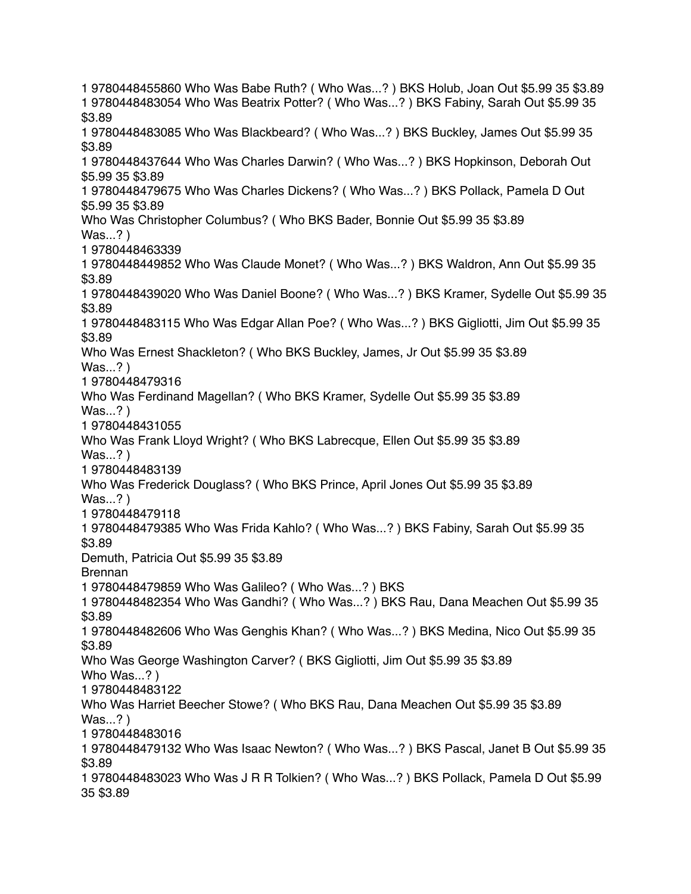1 9780448455860 Who Was Babe Ruth? ( Who Was...? ) BKS Holub, Joan Out $5.99 35 $3.89

1 9780448483054 Who Was Beatrix Potter? ( Who Was...? ) BKS Fabiny, Sarah Out $5.99 35 $3.89

1 9780448483085 Who Was Blackbeard? ( Who Was...? ) BKS Buckley, James Out $5.99 35 $3.89

1 9780448437644 Who Was Charles Darwin? ( Who Was...? ) BKS Hopkinson, Deborah Out $5.99 35 $3.89

1 9780448479675 Who Was Charles Dickens? ( Who Was...? ) BKS Pollack, Pamela D Out $5.99 35 $3.89

1 9780448463339 Who Was Christopher Columbus? ( Who Was...? ) BKS Bader, Bonnie Out $5.99 35 $3.89

1 9780448449852 Who Was Claude Monet? ( Who Was...? ) BKS Waldron, Ann Out $5.99 35 $3.89

1 9780448439020 Who Was Daniel Boone? ( Who Was...? ) BKS Kramer, Sydelle Out $5.99 35 $3.89

1 9780448483115 Who Was Edgar Allan Poe? ( Who Was...? ) BKS Gigliotti, Jim Out $5.99 35 $3.89

1 9780448479316 Who Was Ernest Shackleton? ( Who Was...? ) BKS Buckley, James, Jr Out $5.99 35 $3.89

1 9780448431055 Who Was Ferdinand Magellan? ( Who Was...? ) BKS Kramer, Sydelle Out $5.99 35 $3.89

1 9780448483139 Who Was Frank Lloyd Wright? ( Who Was...? ) BKS Labrecque, Ellen Out $5.99 35 $3.89

1 9780448479118 Who Was Frederick Douglass? ( Who Was...? ) BKS Prince, April Jones Out $5.99 35 $3.89

1 9780448479385 Who Was Frida Kahlo? ( Who Was...? ) BKS Fabiny, Sarah Out $5.99 35 $3.89

1 9780448479859 Who Was Galileo? ( Who Was...? ) BKS Demuth, Patricia Brennan Out $5.99 35 $3.89

1 9780448482354 Who Was Gandhi? ( Who Was...? ) BKS Rau, Dana Meachen Out $5.99 35 $3.89

1 9780448482606 Who Was Genghis Khan? ( Who Was...? ) BKS Medina, Nico Out $5.99 35 $3.89

1 9780448483122 Who Was George Washington Carver? ( Who Was...? ) BKS Gigliotti, Jim Out $5.99 35 $3.89

1 9780448483016 Who Was Harriet Beecher Stowe? ( Who Was...? ) BKS Rau, Dana Meachen Out $5.99 35 $3.89

1 9780448479132 Who Was Isaac Newton? ( Who Was...? ) BKS Pascal, Janet B Out $5.99 35 $3.89

1 9780448483023 Who Was J R R Tolkien? ( Who Was...? ) BKS Pollack, Pamela D Out $5.99 35 $3.89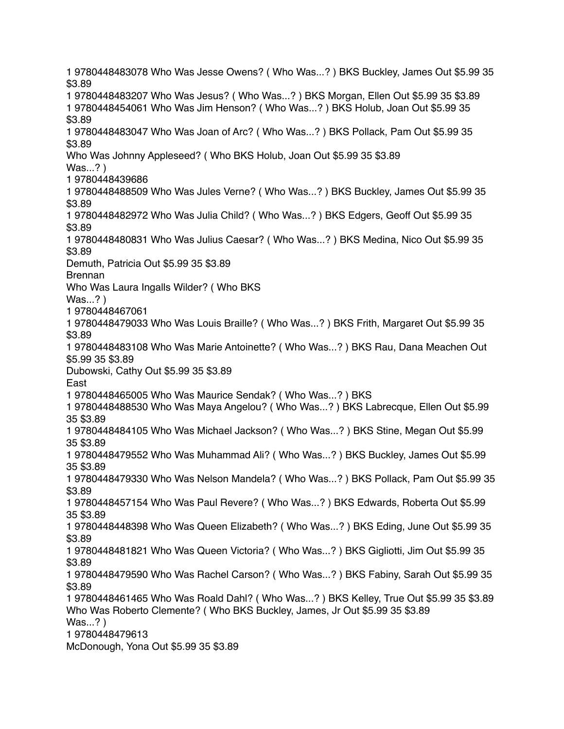1 9780448483078 Who Was Jesse Owens? ( Who Was...? ) BKS Buckley, James Out $5.99 35 $3.89

1 9780448483207 Who Was Jesus? ( Who Was...? ) BKS Morgan, Ellen Out $5.99 35 $3.89

1 9780448454061 Who Was Jim Henson? ( Who Was...? ) BKS Holub, Joan Out $5.99 35 $3.89

1 9780448483047 Who Was Joan of Arc? ( Who Was...? ) BKS Pollack, Pam Out $5.99 35 $3.89

Who Was Johnny Appleseed? ( Who BKS Holub, Joan Out $5.99 35 $3.89
Was...? )
1 9780448439686

1 9780448488509 Who Was Jules Verne? ( Who Was...? ) BKS Buckley, James Out $5.99 35 $3.89

1 9780448482972 Who Was Julia Child? ( Who Was...? ) BKS Edgers, Geoff Out $5.99 35 $3.89

1 9780448480831 Who Was Julius Caesar? ( Who Was...? ) BKS Medina, Nico Out $5.99 35 $3.89

Demuth, Patricia Out $5.99 35 $3.89
Brennan
Who Was Laura Ingalls Wilder? ( Who BKS
Was...? )
1 9780448467061

1 9780448479033 Who Was Louis Braille? ( Who Was...? ) BKS Frith, Margaret Out $5.99 35 $3.89

1 9780448483108 Who Was Marie Antoinette? ( Who Was...? ) BKS Rau, Dana Meachen Out $5.99 35 $3.89

Dubowski, Cathy Out $5.99 35 $3.89
East
1 9780448465005 Who Was Maurice Sendak? ( Who Was...? ) BKS

1 9780448488530 Who Was Maya Angelou? ( Who Was...? ) BKS Labrecque, Ellen Out $5.99 35 $3.89

1 9780448484105 Who Was Michael Jackson? ( Who Was...? ) BKS Stine, Megan Out $5.99 35 $3.89

1 9780448479552 Who Was Muhammad Ali? ( Who Was...? ) BKS Buckley, James Out $5.99 35 $3.89

1 9780448479330 Who Was Nelson Mandela? ( Who Was...? ) BKS Pollack, Pam Out $5.99 35 $3.89

1 9780448457154 Who Was Paul Revere? ( Who Was...? ) BKS Edwards, Roberta Out $5.99 35 $3.89

1 9780448448398 Who Was Queen Elizabeth? ( Who Was...? ) BKS Eding, June Out $5.99 35 $3.89

1 9780448481821 Who Was Queen Victoria? ( Who Was...? ) BKS Gigliotti, Jim Out $5.99 35 $3.89

1 9780448479590 Who Was Rachel Carson? ( Who Was...? ) BKS Fabiny, Sarah Out $5.99 35 $3.89

1 9780448461465 Who Was Roald Dahl? ( Who Was...? ) BKS Kelley, True Out $5.99 35 $3.89

Who Was Roberto Clemente? ( Who BKS Buckley, James, Jr Out $5.99 35 $3.89
Was...? )
1 9780448479613

McDonough, Yona Out $5.99 35 $3.89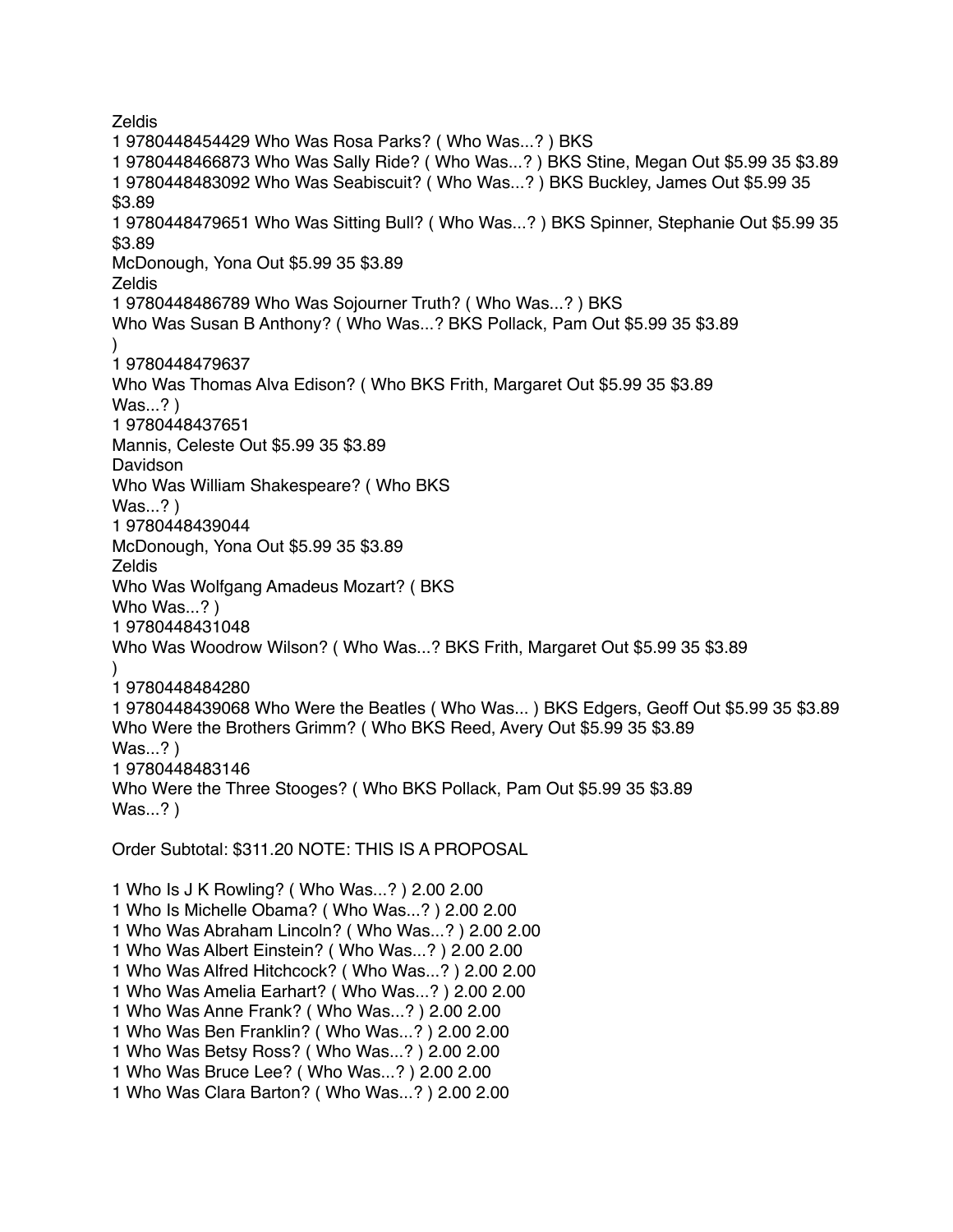Zeldis
1 9780448454429 Who Was Rosa Parks? ( Who Was...? ) BKS
1 9780448466873 Who Was Sally Ride? ( Who Was...? ) BKS Stine, Megan Out $5.99 35 $3.89
1 9780448483092 Who Was Seabiscuit? ( Who Was...? ) BKS Buckley, James Out $5.99 35 $3.89
1 9780448479651 Who Was Sitting Bull? ( Who Was...? ) BKS Spinner, Stephanie Out $5.99 35 $3.89
McDonough, Yona Out $5.99 35 $3.89
Zeldis
1 9780448486789 Who Was Sojourner Truth? ( Who Was...? ) BKS
Who Was Susan B Anthony? ( Who Was...? BKS Pollack, Pam Out $5.99 35 $3.89
)
1 9780448479637
Who Was Thomas Alva Edison? ( Who BKS Frith, Margaret Out $5.99 35 $3.89
Was...? )
1 9780448437651
Mannis, Celeste Out $5.99 35 $3.89
Davidson
Who Was William Shakespeare? ( Who BKS
Was...? )
1 9780448439044
McDonough, Yona Out $5.99 35 $3.89
Zeldis
Who Was Wolfgang Amadeus Mozart? ( BKS
Who Was...? )
1 9780448431048
Who Was Woodrow Wilson? ( Who Was...? BKS Frith, Margaret Out $5.99 35 $3.89
)
1 9780448484280
1 9780448439068 Who Were the Beatles ( Who Was... ) BKS Edgers, Geoff Out $5.99 35 $3.89
Who Were the Brothers Grimm? ( Who BKS Reed, Avery Out $5.99 35 $3.89
Was...? )
1 9780448483146
Who Were the Three Stooges? ( Who BKS Pollack, Pam Out $5.99 35 $3.89
Was...? )

Order Subtotal: $311.20 NOTE: THIS IS A PROPOSAL

1 Who Is J K Rowling? ( Who Was...? ) 2.00 2.00
1 Who Is Michelle Obama? ( Who Was...? ) 2.00 2.00
1 Who Was Abraham Lincoln? ( Who Was...? ) 2.00 2.00
1 Who Was Albert Einstein? ( Who Was...? ) 2.00 2.00
1 Who Was Alfred Hitchcock? ( Who Was...? ) 2.00 2.00
1 Who Was Amelia Earhart? ( Who Was...? ) 2.00 2.00
1 Who Was Anne Frank? ( Who Was...? ) 2.00 2.00
1 Who Was Ben Franklin? ( Who Was...? ) 2.00 2.00
1 Who Was Betsy Ross? ( Who Was...? ) 2.00 2.00
1 Who Was Bruce Lee? ( Who Was...? ) 2.00 2.00
1 Who Was Clara Barton? ( Who Was...? ) 2.00 2.00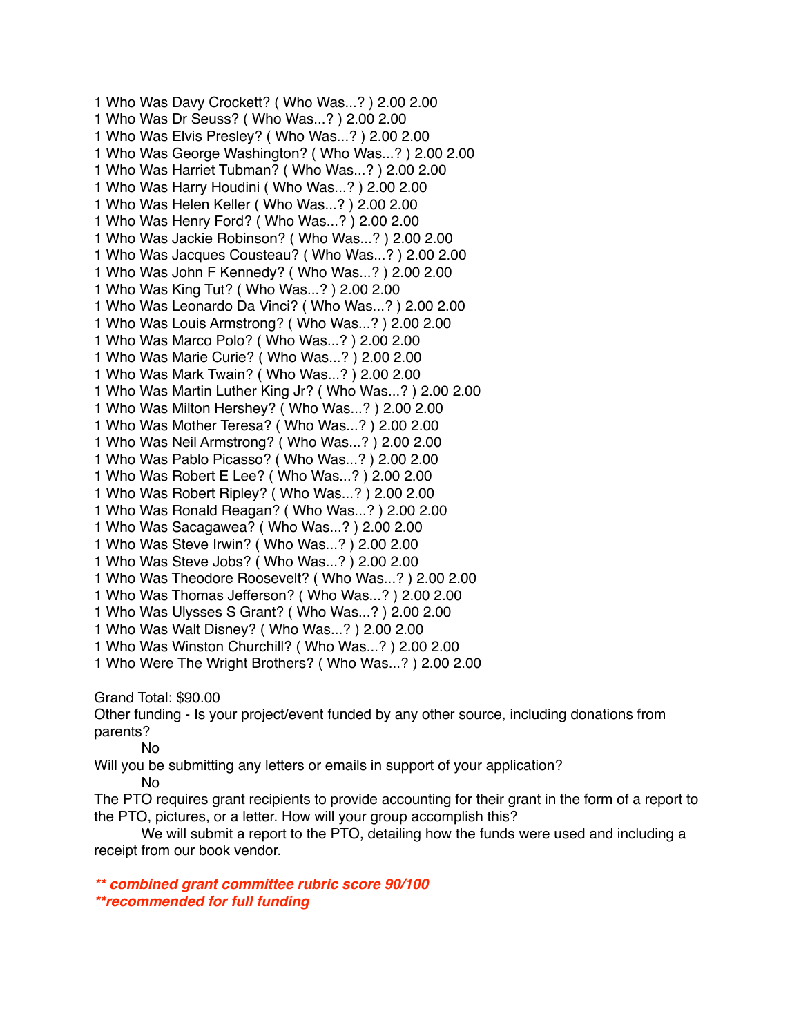1 Who Was Davy Crockett? ( Who Was...? ) 2.00 2.00
1 Who Was Dr Seuss? ( Who Was...? ) 2.00 2.00
1 Who Was Elvis Presley? ( Who Was...? ) 2.00 2.00
1 Who Was George Washington? ( Who Was...? ) 2.00 2.00
1 Who Was Harriet Tubman? ( Who Was...? ) 2.00 2.00
1 Who Was Harry Houdini ( Who Was...? ) 2.00 2.00
1 Who Was Helen Keller ( Who Was...? ) 2.00 2.00
1 Who Was Henry Ford? ( Who Was...? ) 2.00 2.00
1 Who Was Jackie Robinson? ( Who Was...? ) 2.00 2.00
1 Who Was Jacques Cousteau? ( Who Was...? ) 2.00 2.00
1 Who Was John F Kennedy? ( Who Was...? ) 2.00 2.00
1 Who Was King Tut? ( Who Was...? ) 2.00 2.00
1 Who Was Leonardo Da Vinci? ( Who Was...? ) 2.00 2.00
1 Who Was Louis Armstrong? ( Who Was...? ) 2.00 2.00
1 Who Was Marco Polo? ( Who Was...? ) 2.00 2.00
1 Who Was Marie Curie? ( Who Was...? ) 2.00 2.00
1 Who Was Mark Twain? ( Who Was...? ) 2.00 2.00
1 Who Was Martin Luther King Jr? ( Who Was...? ) 2.00 2.00
1 Who Was Milton Hershey? ( Who Was...? ) 2.00 2.00
1 Who Was Mother Teresa? ( Who Was...? ) 2.00 2.00
1 Who Was Neil Armstrong? ( Who Was...? ) 2.00 2.00
1 Who Was Pablo Picasso? ( Who Was...? ) 2.00 2.00
1 Who Was Robert E Lee? ( Who Was...? ) 2.00 2.00
1 Who Was Robert Ripley? ( Who Was...? ) 2.00 2.00
1 Who Was Ronald Reagan? ( Who Was...? ) 2.00 2.00
1 Who Was Sacagawea? ( Who Was...? ) 2.00 2.00
1 Who Was Steve Irwin? ( Who Was...? ) 2.00 2.00
1 Who Was Steve Jobs? ( Who Was...? ) 2.00 2.00
1 Who Was Theodore Roosevelt? ( Who Was...? ) 2.00 2.00
1 Who Was Thomas Jefferson? ( Who Was...? ) 2.00 2.00
1 Who Was Ulysses S Grant? ( Who Was...? ) 2.00 2.00
1 Who Was Walt Disney? ( Who Was...? ) 2.00 2.00
1 Who Was Winston Churchill? ( Who Was...? ) 2.00 2.00
1 Who Were The Wright Brothers? ( Who Was...? ) 2.00 2.00

Grand Total: $90.00

Other funding - Is your project/event funded by any other source, including donations from parents?

No

Will you be submitting any letters or emails in support of your application?

No

The PTO requires grant recipients to provide accounting for their grant in the form of a report to the PTO, pictures, or a letter. How will your group accomplish this?

We will submit a report to the PTO, detailing how the funds were used and including a receipt from our book vendor.

***\*\* combined grant committee rubric score 90/100***
***\*\*recommended for full funding***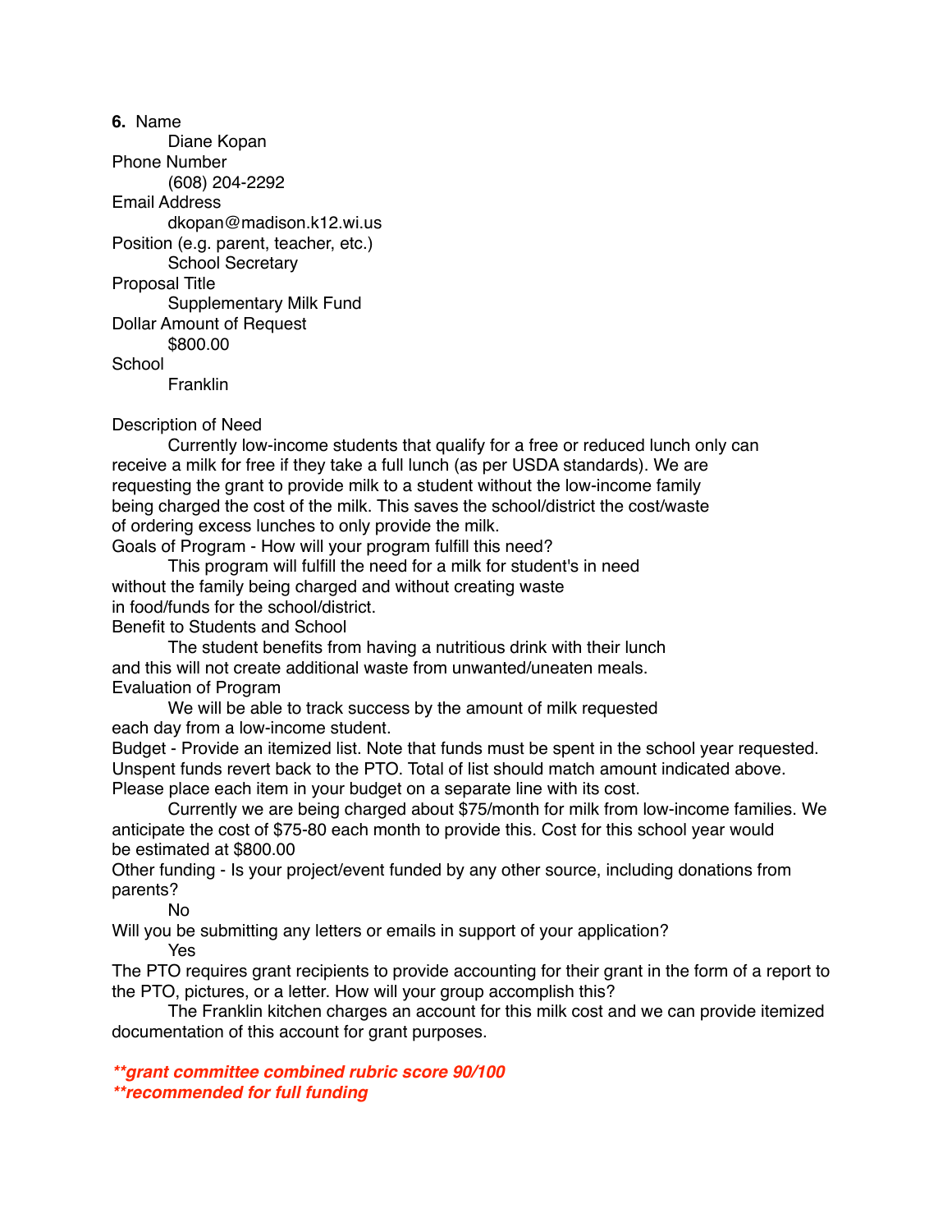**6.** Name

Diane Kopan

Phone Number

(608) 204-2292

Email Address

dkopan@madison.k12.wi.us

Position (e.g. parent, teacher, etc.)

School Secretary

Proposal Title

Supplementary Milk Fund

Dollar Amount of Request

$800.00

School

Franklin

Description of Need

Currently low-income students that qualify for a free or reduced lunch only can receive a milk for free if they take a full lunch (as per USDA standards). We are requesting the grant to provide milk to a student without the low-income family being charged the cost of the milk. This saves the school/district the cost/waste of ordering excess lunches to only provide the milk.

Goals of Program - How will your program fulfill this need?

This program will fulfill the need for a milk for student's in need without the family being charged and without creating waste in food/funds for the school/district.

Benefit to Students and School

The student benefits from having a nutritious drink with their lunch and this will not create additional waste from unwanted/uneaten meals.

Evaluation of Program

We will be able to track success by the amount of milk requested each day from a low-income student.

Budget - Provide an itemized list. Note that funds must be spent in the school year requested. Unspent funds revert back to the PTO. Total of list should match amount indicated above. Please place each item in your budget on a separate line with its cost.

Currently we are being charged about $75/month for milk from low-income families. We anticipate the cost of $75-80 each month to provide this. Cost for this school year would be estimated at $800.00

Other funding - Is your project/event funded by any other source, including donations from parents?

No

Will you be submitting any letters or emails in support of your application?

Yes

The PTO requires grant recipients to provide accounting for their grant in the form of a report to the PTO, pictures, or a letter. How will your group accomplish this?

The Franklin kitchen charges an account for this milk cost and we can provide itemized documentation of this account for grant purposes.

***\*\*grant committee combined rubric score 90/100***
***\*\*recommended for full funding***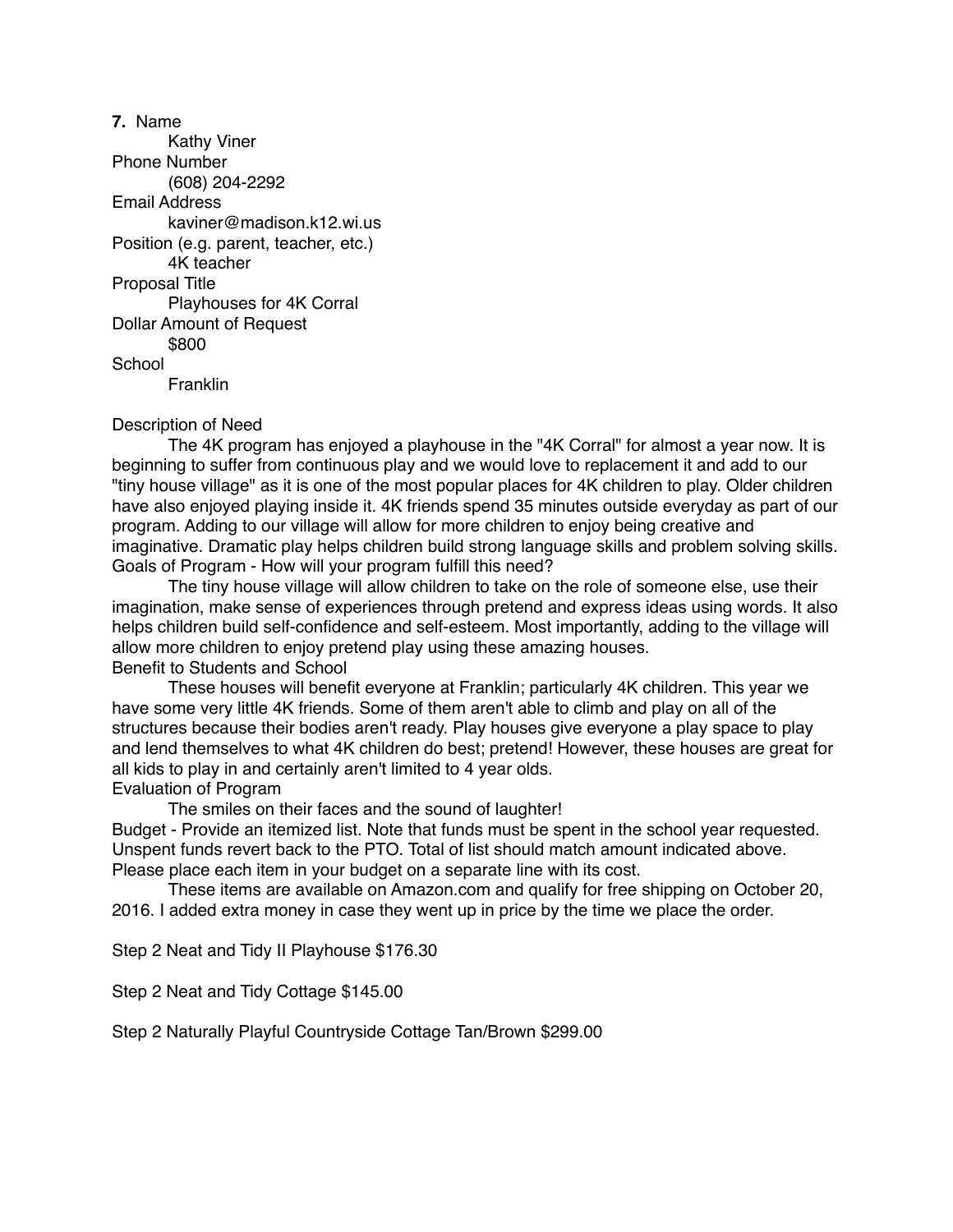**7.** Name

Kathy Viner

Phone Number

(608) 204-2292

Email Address

kaviner@madison.k12.wi.us

Position (e.g. parent, teacher, etc.)

4K teacher

Proposal Title

Playhouses for 4K Corral

Dollar Amount of Request

$800

School

Franklin

Description of Need

The 4K program has enjoyed a playhouse in the "4K Corral" for almost a year now. It is beginning to suffer from continuous play and we would love to replacement it and add to our "tiny house village" as it is one of the most popular places for 4K children to play. Older children have also enjoyed playing inside it. 4K friends spend 35 minutes outside everyday as part of our program. Adding to our village will allow for more children to enjoy being creative and imaginative. Dramatic play helps children build strong language skills and problem solving skills.

Goals of Program - How will your program fulfill this need?

The tiny house village will allow children to take on the role of someone else, use their imagination, make sense of experiences through pretend and express ideas using words. It also helps children build self-confidence and self-esteem. Most importantly, adding to the village will allow more children to enjoy pretend play using these amazing houses.

Benefit to Students and School

These houses will benefit everyone at Franklin; particularly 4K children. This year we have some very little 4K friends. Some of them aren't able to climb and play on all of the structures because their bodies aren't ready. Play houses give everyone a play space to play and lend themselves to what 4K children do best; pretend! However, these houses are great for all kids to play in and certainly aren't limited to 4 year olds.

Evaluation of Program

The smiles on their faces and the sound of laughter!

Budget - Provide an itemized list. Note that funds must be spent in the school year requested. Unspent funds revert back to the PTO. Total of list should match amount indicated above. Please place each item in your budget on a separate line with its cost.

These items are available on Amazon.com and qualify for free shipping on October 20, 2016. I added extra money in case they went up in price by the time we place the order.

Step 2 Neat and Tidy II Playhouse $176.30

Step 2 Neat and Tidy Cottage $145.00

Step 2 Naturally Playful Countryside Cottage Tan/Brown $299.00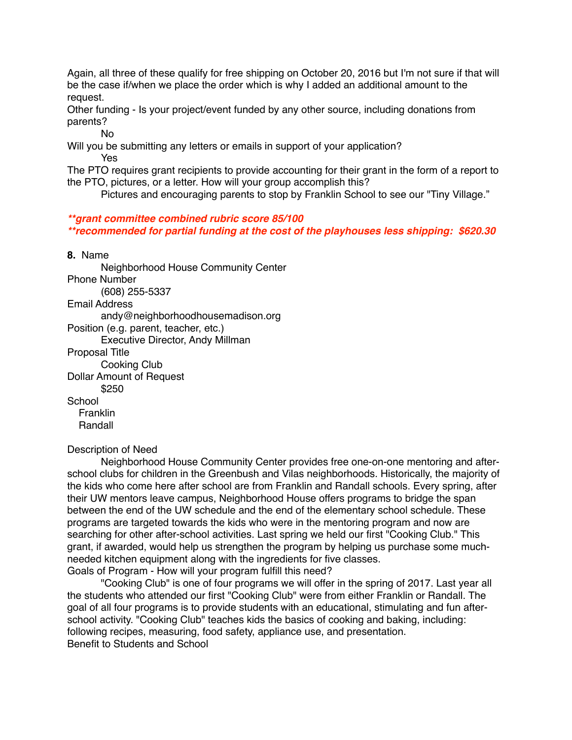Again, all three of these qualify for free shipping on October 20, 2016 but I'm not sure if that will be the case if/when we place the order which is why I added an additional amount to the request.

Other funding - Is your project/event funded by any other source, including donations from parents?

No

Will you be submitting any letters or emails in support of your application?

Yes

The PTO requires grant recipients to provide accounting for their grant in the form of a report to the PTO, pictures, or a letter. How will your group accomplish this?

Pictures and encouraging parents to stop by Franklin School to see our "Tiny Village."

***\*\*grant committee combined rubric score 85/100***
***\*\*recommended for partial funding at the cost of the playhouses less shipping: $620.30***

**8.** Name

Neighborhood House Community Center

Phone Number

(608) 255-5337

Email Address

andy@neighborhoodhousemadison.org

Position (e.g. parent, teacher, etc.)

Executive Director, Andy Millman

Proposal Title

Cooking Club

Dollar Amount of Request

$250

School

Franklin
Randall

Description of Need

Neighborhood House Community Center provides free one-on-one mentoring and after-school clubs for children in the Greenbush and Vilas neighborhoods. Historically, the majority of the kids who come here after school are from Franklin and Randall schools. Every spring, after their UW mentors leave campus, Neighborhood House offers programs to bridge the span between the end of the UW schedule and the end of the elementary school schedule. These programs are targeted towards the kids who were in the mentoring program and now are searching for other after-school activities. Last spring we held our first "Cooking Club." This grant, if awarded, would help us strengthen the program by helping us purchase some much-needed kitchen equipment along with the ingredients for five classes.

Goals of Program - How will your program fulfill this need?

"Cooking Club" is one of four programs we will offer in the spring of 2017. Last year all the students who attended our first "Cooking Club" were from either Franklin or Randall. The goal of all four programs is to provide students with an educational, stimulating and fun after-school activity. "Cooking Club" teaches kids the basics of cooking and baking, including: following recipes, measuring, food safety, appliance use, and presentation.

Benefit to Students and School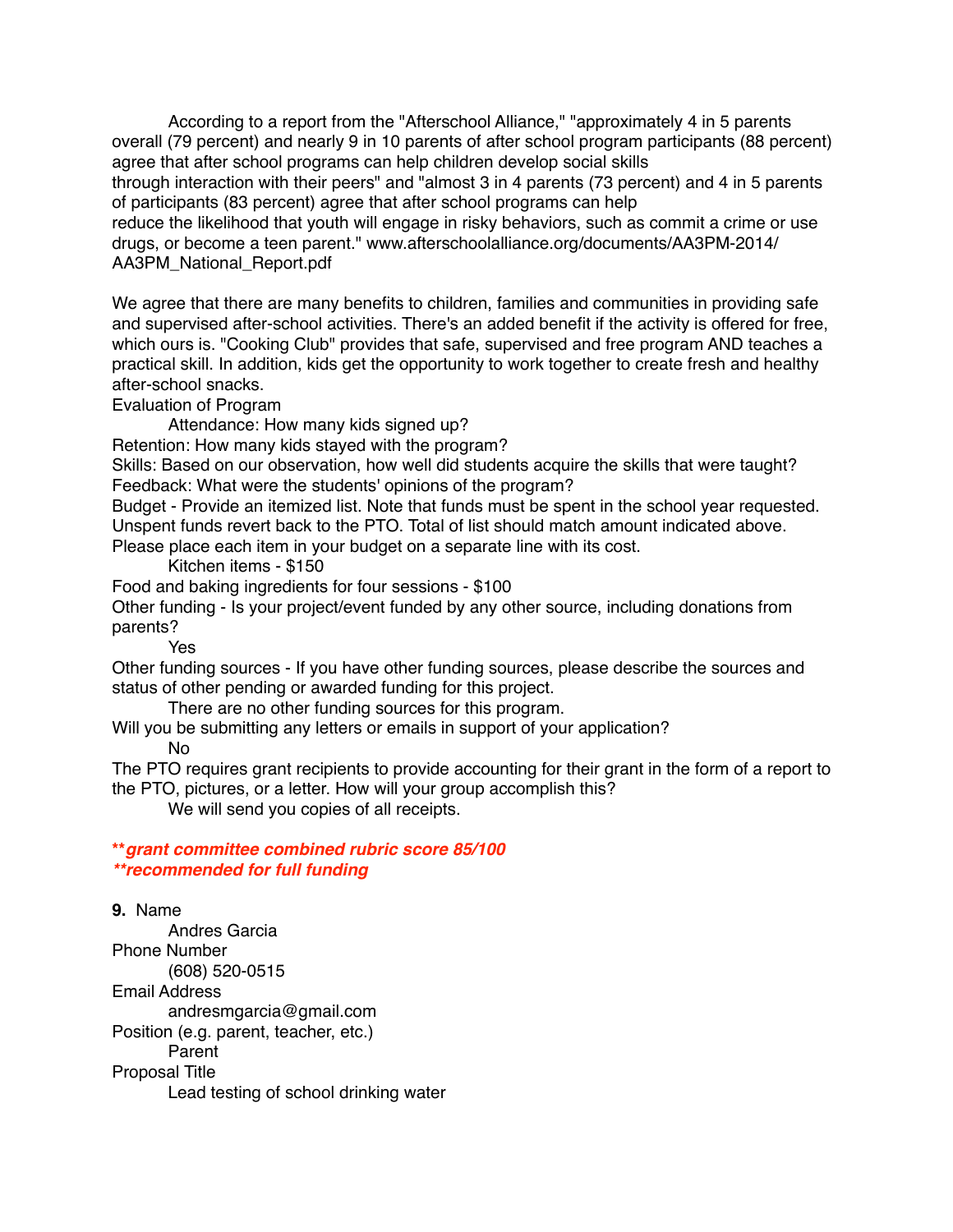According to a report from the "Afterschool Alliance," "approximately 4 in 5 parents overall (79 percent) and nearly 9 in 10 parents of after school program participants (88 percent) agree that after school programs can help children develop social skills through interaction with their peers" and "almost 3 in 4 parents (73 percent) and 4 in 5 parents of participants (83 percent) agree that after school programs can help reduce the likelihood that youth will engage in risky behaviors, such as commit a crime or use drugs, or become a teen parent." www.afterschoolalliance.org/documents/AA3PM-2014/AA3PM_National_Report.pdf

We agree that there are many benefits to children, families and communities in providing safe and supervised after-school activities. There's an added benefit if the activity is offered for free, which ours is. "Cooking Club" provides that safe, supervised and free program AND teaches a practical skill. In addition, kids get the opportunity to work together to create fresh and healthy after-school snacks.

Evaluation of Program

Attendance: How many kids signed up?

Retention: How many kids stayed with the program?

Skills: Based on our observation, how well did students acquire the skills that were taught?

Feedback: What were the students' opinions of the program?

Budget - Provide an itemized list. Note that funds must be spent in the school year requested. Unspent funds revert back to the PTO. Total of list should match amount indicated above. Please place each item in your budget on a separate line with its cost.

Kitchen items - $150

Food and baking ingredients for four sessions - $100

Other funding - Is your project/event funded by any other source, including donations from parents?

Yes

Other funding sources - If you have other funding sources, please describe the sources and status of other pending or awarded funding for this project.

There are no other funding sources for this program.

Will you be submitting any letters or emails in support of your application?

No

The PTO requires grant recipients to provide accounting for their grant in the form of a report to the PTO, pictures, or a letter. How will your group accomplish this?

We will send you copies of all receipts.

***\*\*grant committee combined rubric score 85/100***
***\*\*recommended for full funding***

**9.** Name

Andres Garcia

Phone Number

(608) 520-0515

Email Address

andresmgarcia@gmail.com

Position (e.g. parent, teacher, etc.)

Parent

Proposal Title

Lead testing of school drinking water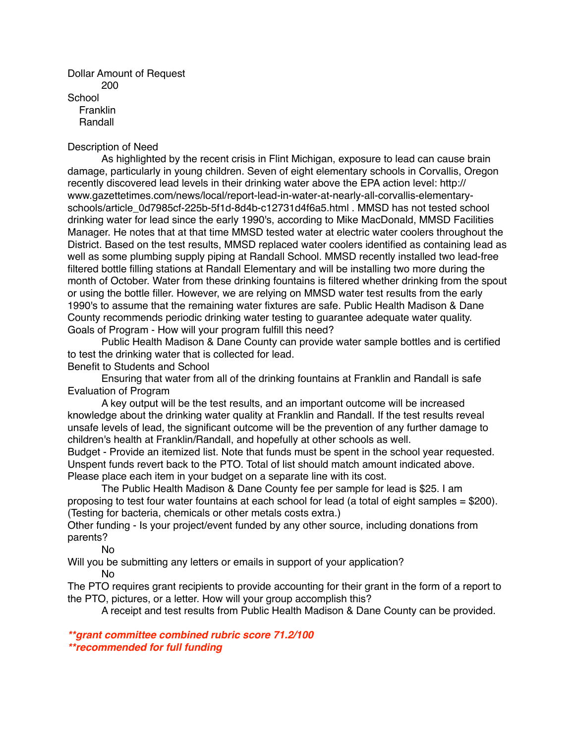Dollar Amount of Request

200

School

Franklin

Randall

Description of Need

As highlighted by the recent crisis in Flint Michigan, exposure to lead can cause brain damage, particularly in young children. Seven of eight elementary schools in Corvallis, Oregon recently discovered lead levels in their drinking water above the EPA action level: http://www.gazettetimes.com/news/local/report-lead-in-water-at-nearly-all-corvallis-elementary-schools/article_0d7985cf-225b-5f1d-8d4b-c12731d4f6a5.html . MMSD has not tested school drinking water for lead since the early 1990's, according to Mike MacDonald, MMSD Facilities Manager. He notes that at that time MMSD tested water at electric water coolers throughout the District. Based on the test results, MMSD replaced water coolers identified as containing lead as well as some plumbing supply piping at Randall School. MMSD recently installed two lead-free filtered bottle filling stations at Randall Elementary and will be installing two more during the month of October. Water from these drinking fountains is filtered whether drinking from the spout or using the bottle filler. However, we are relying on MMSD water test results from the early 1990's to assume that the remaining water fixtures are safe. Public Health Madison & Dane County recommends periodic drinking water testing to guarantee adequate water quality.

Goals of Program - How will your program fulfill this need?

Public Health Madison & Dane County can provide water sample bottles and is certified to test the drinking water that is collected for lead.

Benefit to Students and School

Ensuring that water from all of the drinking fountains at Franklin and Randall is safe

Evaluation of Program

A key output will be the test results, and an important outcome will be increased knowledge about the drinking water quality at Franklin and Randall. If the test results reveal unsafe levels of lead, the significant outcome will be the prevention of any further damage to children's health at Franklin/Randall, and hopefully at other schools as well.

Budget - Provide an itemized list. Note that funds must be spent in the school year requested. Unspent funds revert back to the PTO. Total of list should match amount indicated above. Please place each item in your budget on a separate line with its cost.

The Public Health Madison & Dane County fee per sample for lead is $25. I am proposing to test four water fountains at each school for lead (a total of eight samples = $200). (Testing for bacteria, chemicals or other metals costs extra.)

Other funding - Is your project/event funded by any other source, including donations from parents?

No

Will you be submitting any letters or emails in support of your application?

No

The PTO requires grant recipients to provide accounting for their grant in the form of a report to the PTO, pictures, or a letter. How will your group accomplish this?

A receipt and test results from Public Health Madison & Dane County can be provided.

***\*\*grant committee combined rubric score 71.2/100***
***\*\*recommended for full funding***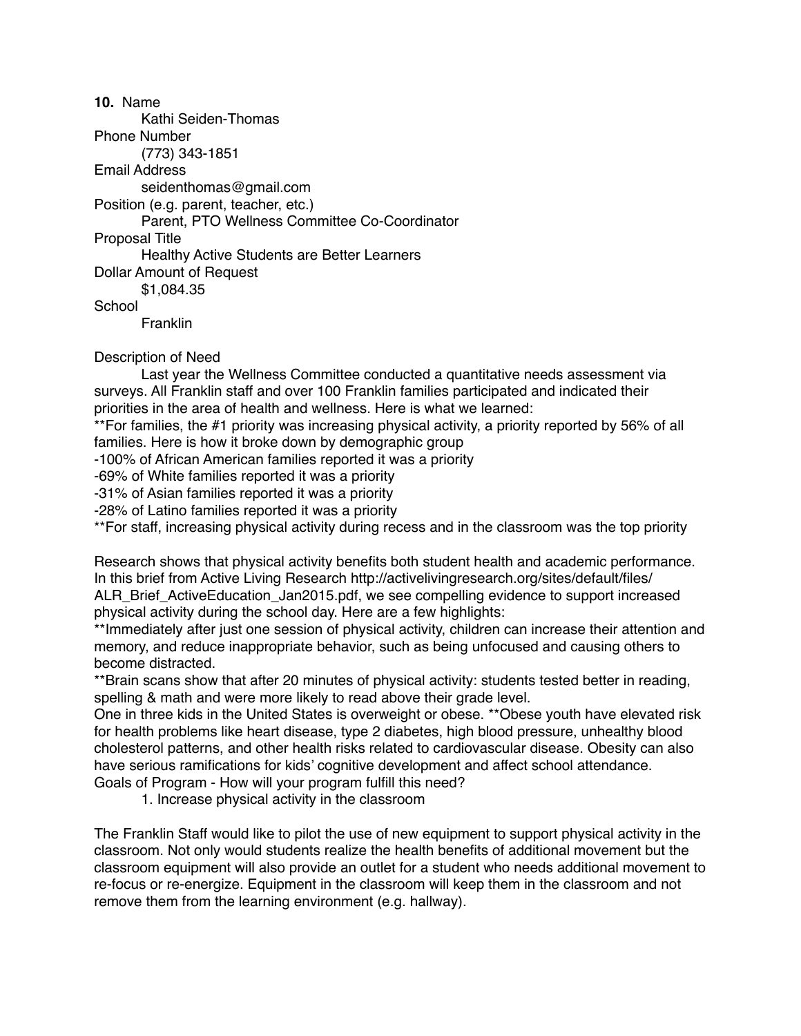**10.** Name

Kathi Seiden-Thomas

Phone Number

(773) 343-1851

Email Address

seidenthomas@gmail.com

Position (e.g. parent, teacher, etc.)

Parent, PTO Wellness Committee Co-Coordinator

Proposal Title

Healthy Active Students are Better Learners

Dollar Amount of Request

$1,084.35

School

Franklin

Description of Need

Last year the Wellness Committee conducted a quantitative needs assessment via surveys. All Franklin staff and over 100 Franklin families participated and indicated their priorities in the area of health and wellness. Here is what we learned:

**For families, the #1 priority was increasing physical activity, a priority reported by 56% of all families. Here is how it broke down by demographic group

-100% of African American families reported it was a priority

-69% of White families reported it was a priority

-31% of Asian families reported it was a priority

-28% of Latino families reported it was a priority

**For staff, increasing physical activity during recess and in the classroom was the top priority

Research shows that physical activity benefits both student health and academic performance. In this brief from Active Living Research http://activelivingresearch.org/sites/default/files/ALR_Brief_ActiveEducation_Jan2015.pdf, we see compelling evidence to support increased physical activity during the school day. Here are a few highlights:

**Immediately after just one session of physical activity, children can increase their attention and memory, and reduce inappropriate behavior, such as being unfocused and causing others to become distracted.

**Brain scans show that after 20 minutes of physical activity: students tested better in reading, spelling & math and were more likely to read above their grade level.

One in three kids in the United States is overweight or obese. **Obese youth have elevated risk for health problems like heart disease, type 2 diabetes, high blood pressure, unhealthy blood cholesterol patterns, and other health risks related to cardiovascular disease. Obesity can also have serious ramifications for kids' cognitive development and affect school attendance.

Goals of Program - How will your program fulfill this need?

1. Increase physical activity in the classroom

The Franklin Staff would like to pilot the use of new equipment to support physical activity in the classroom. Not only would students realize the health benefits of additional movement but the classroom equipment will also provide an outlet for a student who needs additional movement to re-focus or re-energize. Equipment in the classroom will keep them in the classroom and not remove them from the learning environment (e.g. hallway).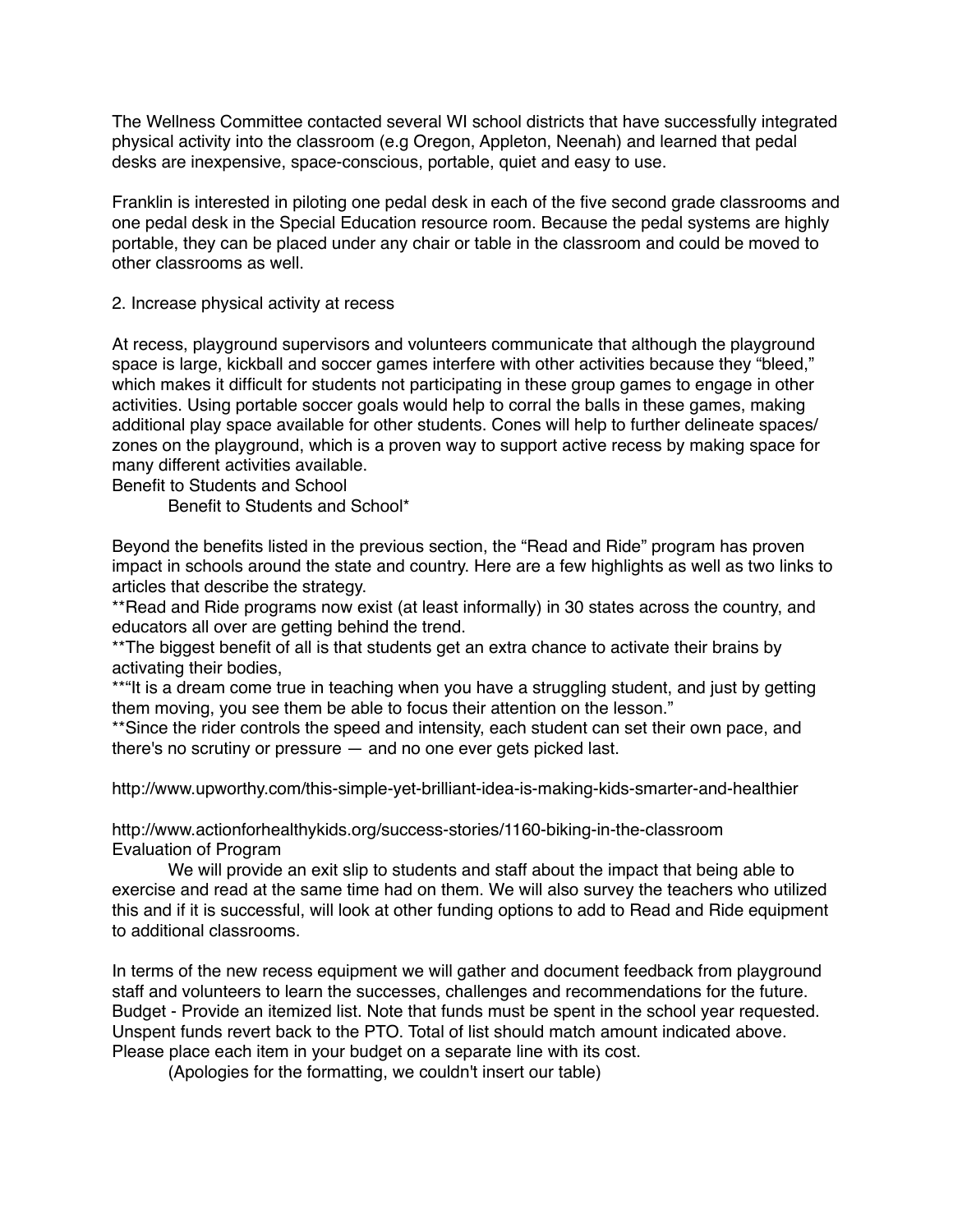The Wellness Committee contacted several WI school districts that have successfully integrated physical activity into the classroom (e.g Oregon, Appleton, Neenah) and learned that pedal desks are inexpensive, space-conscious, portable, quiet and easy to use.

Franklin is interested in piloting one pedal desk in each of the five second grade classrooms and one pedal desk in the Special Education resource room. Because the pedal systems are highly portable, they can be placed under any chair or table in the classroom and could be moved to other classrooms as well.

2. Increase physical activity at recess

At recess, playground supervisors and volunteers communicate that although the playground space is large, kickball and soccer games interfere with other activities because they "bleed," which makes it difficult for students not participating in these group games to engage in other activities. Using portable soccer goals would help to corral the balls in these games, making additional play space available for other students. Cones will help to further delineate spaces/zones on the playground, which is a proven way to support active recess by making space for many different activities available.

Benefit to Students and School

Benefit to Students and School*

Beyond the benefits listed in the previous section, the "Read and Ride" program has proven impact in schools around the state and country. Here are a few highlights as well as two links to articles that describe the strategy.

**Read and Ride programs now exist (at least informally) in 30 states across the country, and educators all over are getting behind the trend.

**The biggest benefit of all is that students get an extra chance to activate their brains by activating their bodies,

**"It is a dream come true in teaching when you have a struggling student, and just by getting them moving, you see them be able to focus their attention on the lesson."

**Since the rider controls the speed and intensity, each student can set their own pace, and there's no scrutiny or pressure — and no one ever gets picked last.

http://www.upworthy.com/this-simple-yet-brilliant-idea-is-making-kids-smarter-and-healthier

http://www.actionforhealthykids.org/success-stories/1160-biking-in-the-classroom

Evaluation of Program

We will provide an exit slip to students and staff about the impact that being able to exercise and read at the same time had on them. We will also survey the teachers who utilized this and if it is successful, will look at other funding options to add to Read and Ride equipment to additional classrooms.

In terms of the new recess equipment we will gather and document feedback from playground staff and volunteers to learn the successes, challenges and recommendations for the future.

Budget - Provide an itemized list. Note that funds must be spent in the school year requested. Unspent funds revert back to the PTO. Total of list should match amount indicated above. Please place each item in your budget on a separate line with its cost.

(Apologies for the formatting, we couldn't insert our table)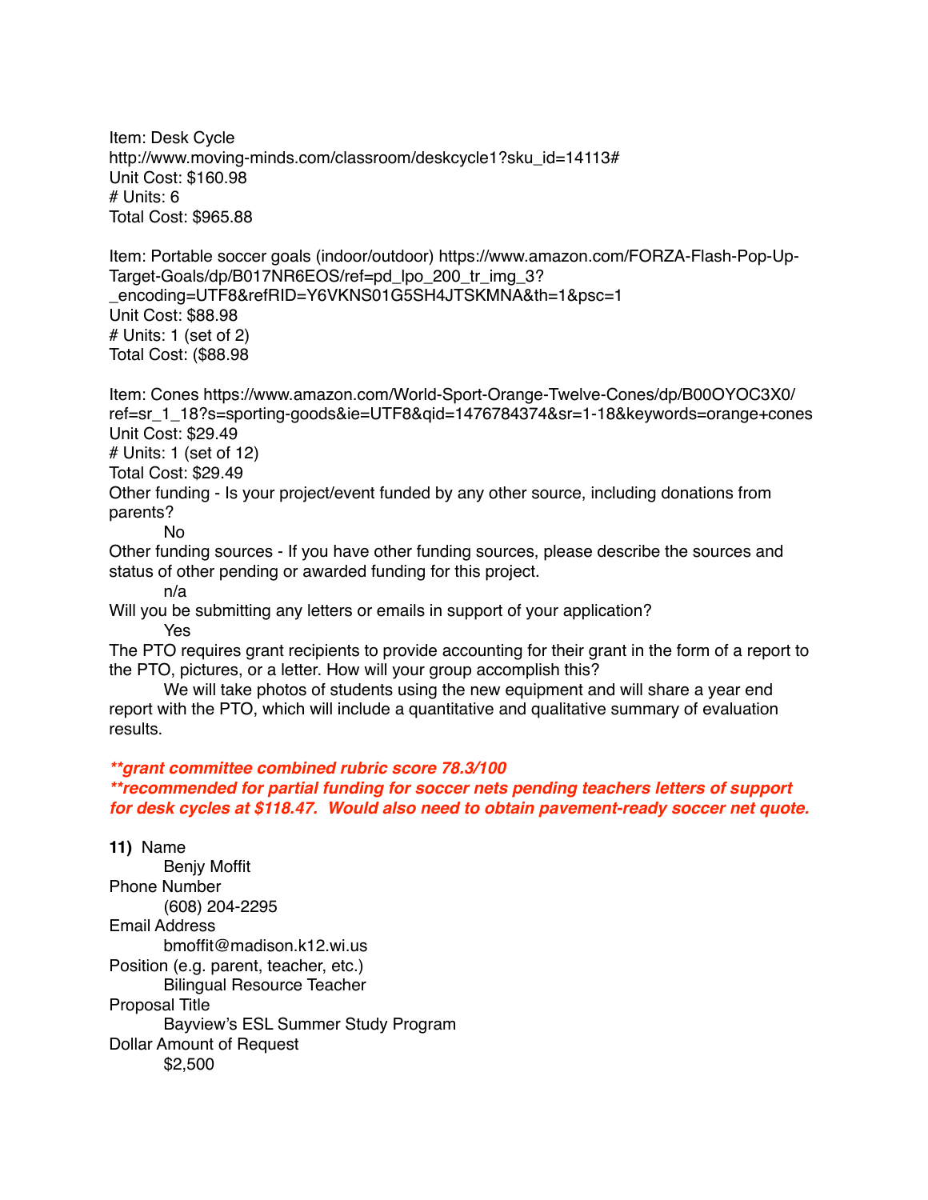Item: Desk Cycle
http://www.moving-minds.com/classroom/deskcycle1?sku_id=14113#
Unit Cost: $160.98
# Units: 6
Total Cost: $965.88

Item: Portable soccer goals (indoor/outdoor) https://www.amazon.com/FORZA-Flash-Pop-Up-Target-Goals/dp/B017NR6EOS/ref=pd_lpo_200_tr_img_3?_encoding=UTF8&refRID=Y6VKNS01G5SH4JTSKMNA&th=1&psc=1
Unit Cost: $88.98
# Units: 1 (set of 2)
Total Cost: ($88.98

Item: Cones https://www.amazon.com/World-Sport-Orange-Twelve-Cones/dp/B00OYOC3X0/ref=sr_1_18?s=sporting-goods&ie=UTF8&qid=1476784374&sr=1-18&keywords=orange+cones
Unit Cost: $29.49
# Units: 1 (set of 12)
Total Cost: $29.49

Other funding - Is your project/event funded by any other source, including donations from parents?

No

Other funding sources - If you have other funding sources, please describe the sources and status of other pending or awarded funding for this project.

n/a

Will you be submitting any letters or emails in support of your application?

Yes

The PTO requires grant recipients to provide accounting for their grant in the form of a report to the PTO, pictures, or a letter. How will your group accomplish this?

We will take photos of students using the new equipment and will share a year end report with the PTO, which will include a quantitative and qualitative summary of evaluation results.

***\*\*grant committee combined rubric score 78.3/100***
***\*\*recommended for partial funding for soccer nets pending teachers letters of support for desk cycles at $118.47. Would also need to obtain pavement-ready soccer net quote.***

**11)** Name

Benjy Moffit

Phone Number

(608) 204-2295

Email Address

bmoffit@madison.k12.wi.us

Position (e.g. parent, teacher, etc.)

Bilingual Resource Teacher

Proposal Title

Bayview's ESL Summer Study Program

Dollar Amount of Request

$2,500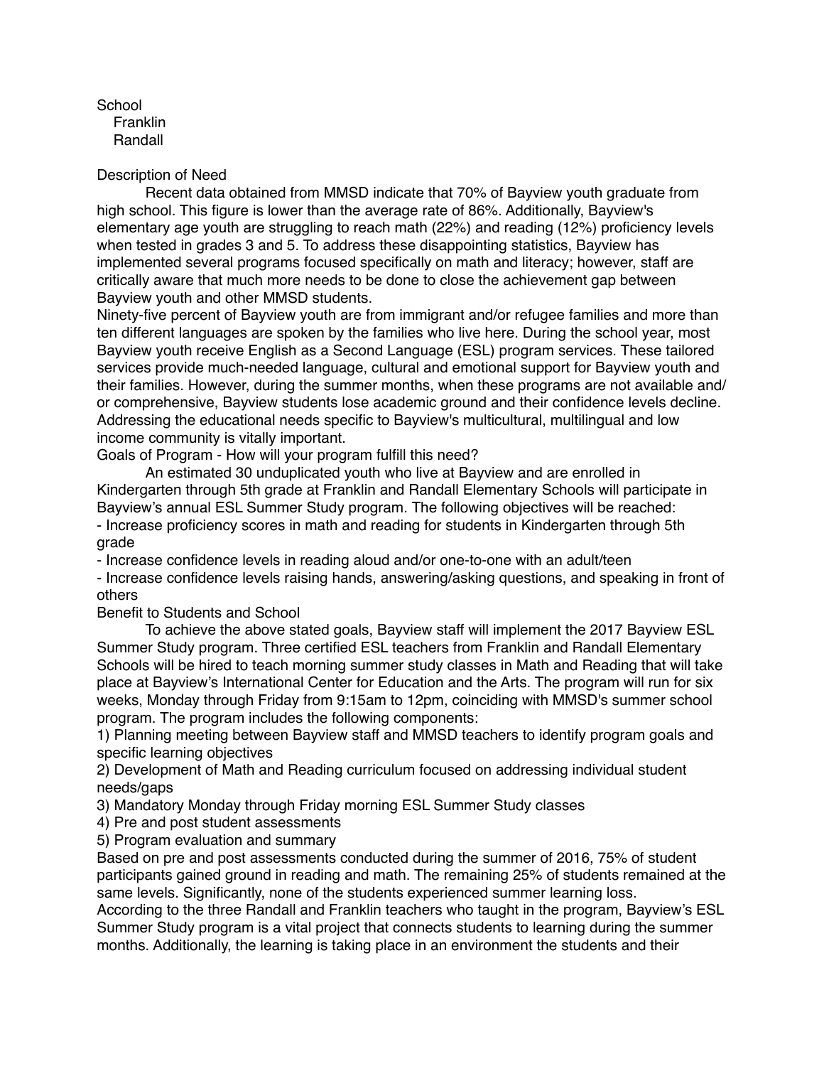School

Franklin

Randall

Description of Need

Recent data obtained from MMSD indicate that 70% of Bayview youth graduate from high school. This figure is lower than the average rate of 86%. Additionally, Bayview's elementary age youth are struggling to reach math (22%) and reading (12%) proficiency levels when tested in grades 3 and 5. To address these disappointing statistics, Bayview has implemented several programs focused specifically on math and literacy; however, staff are critically aware that much more needs to be done to close the achievement gap between Bayview youth and other MMSD students.

Ninety-five percent of Bayview youth are from immigrant and/or refugee families and more than ten different languages are spoken by the families who live here. During the school year, most Bayview youth receive English as a Second Language (ESL) program services. These tailored services provide much-needed language, cultural and emotional support for Bayview youth and their families. However, during the summer months, when these programs are not available and/or comprehensive, Bayview students lose academic ground and their confidence levels decline. Addressing the educational needs specific to Bayview's multicultural, multilingual and low income community is vitally important.

Goals of Program - How will your program fulfill this need?

An estimated 30 unduplicated youth who live at Bayview and are enrolled in Kindergarten through 5th grade at Franklin and Randall Elementary Schools will participate in Bayview's annual ESL Summer Study program. The following objectives will be reached:

- Increase proficiency scores in math and reading for students in Kindergarten through 5th grade
- Increase confidence levels in reading aloud and/or one-to-one with an adult/teen
- Increase confidence levels raising hands, answering/asking questions, and speaking in front of others

Benefit to Students and School

To achieve the above stated goals, Bayview staff will implement the 2017 Bayview ESL Summer Study program. Three certified ESL teachers from Franklin and Randall Elementary Schools will be hired to teach morning summer study classes in Math and Reading that will take place at Bayview's International Center for Education and the Arts. The program will run for six weeks, Monday through Friday from 9:15am to 12pm, coinciding with MMSD's summer school program. The program includes the following components:

1) Planning meeting between Bayview staff and MMSD teachers to identify program goals and specific learning objectives
2) Development of Math and Reading curriculum focused on addressing individual student needs/gaps
3) Mandatory Monday through Friday morning ESL Summer Study classes
4) Pre and post student assessments
5) Program evaluation and summary

Based on pre and post assessments conducted during the summer of 2016, 75% of student participants gained ground in reading and math. The remaining 25% of students remained at the same levels. Significantly, none of the students experienced summer learning loss.

According to the three Randall and Franklin teachers who taught in the program, Bayview's ESL Summer Study program is a vital project that connects students to learning during the summer months. Additionally, the learning is taking place in an environment the students and their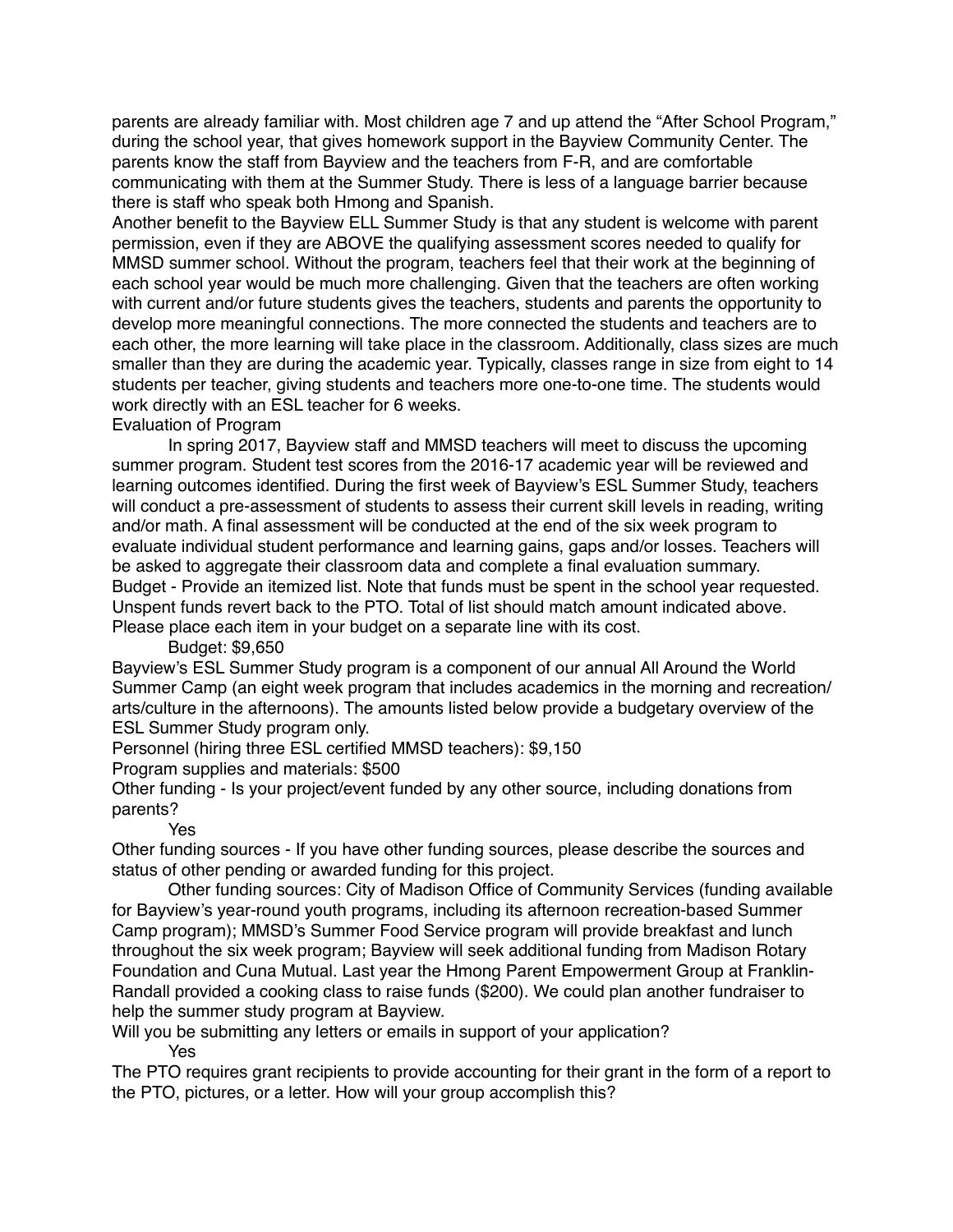parents are already familiar with. Most children age 7 and up attend the "After School Program," during the school year, that gives homework support in the Bayview Community Center. The parents know the staff from Bayview and the teachers from F-R, and are comfortable communicating with them at the Summer Study. There is less of a language barrier because there is staff who speak both Hmong and Spanish.

Another benefit to the Bayview ELL Summer Study is that any student is welcome with parent permission, even if they are ABOVE the qualifying assessment scores needed to qualify for MMSD summer school. Without the program, teachers feel that their work at the beginning of each school year would be much more challenging. Given that the teachers are often working with current and/or future students gives the teachers, students and parents the opportunity to develop more meaningful connections. The more connected the students and teachers are to each other, the more learning will take place in the classroom. Additionally, class sizes are much smaller than they are during the academic year. Typically, classes range in size from eight to 14 students per teacher, giving students and teachers more one-to-one time. The students would work directly with an ESL teacher for 6 weeks.

Evaluation of Program

In spring 2017, Bayview staff and MMSD teachers will meet to discuss the upcoming summer program. Student test scores from the 2016-17 academic year will be reviewed and learning outcomes identified. During the first week of Bayview's ESL Summer Study, teachers will conduct a pre-assessment of students to assess their current skill levels in reading, writing and/or math. A final assessment will be conducted at the end of the six week program to evaluate individual student performance and learning gains, gaps and/or losses. Teachers will be asked to aggregate their classroom data and complete a final evaluation summary.

Budget - Provide an itemized list. Note that funds must be spent in the school year requested. Unspent funds revert back to the PTO. Total of list should match amount indicated above. Please place each item in your budget on a separate line with its cost.

Budget: $9,650

Bayview's ESL Summer Study program is a component of our annual All Around the World Summer Camp (an eight week program that includes academics in the morning and recreation/arts/culture in the afternoons). The amounts listed below provide a budgetary overview of the ESL Summer Study program only.

Personnel (hiring three ESL certified MMSD teachers): $9,150

Program supplies and materials: $500

Other funding - Is your project/event funded by any other source, including donations from parents?

Yes

Other funding sources - If you have other funding sources, please describe the sources and status of other pending or awarded funding for this project.

Other funding sources: City of Madison Office of Community Services (funding available for Bayview's year-round youth programs, including its afternoon recreation-based Summer Camp program); MMSD's Summer Food Service program will provide breakfast and lunch throughout the six week program; Bayview will seek additional funding from Madison Rotary Foundation and Cuna Mutual. Last year the Hmong Parent Empowerment Group at Franklin-Randall provided a cooking class to raise funds ($200). We could plan another fundraiser to help the summer study program at Bayview.

Will you be submitting any letters or emails in support of your application?

Yes

The PTO requires grant recipients to provide accounting for their grant in the form of a report to the PTO, pictures, or a letter. How will your group accomplish this?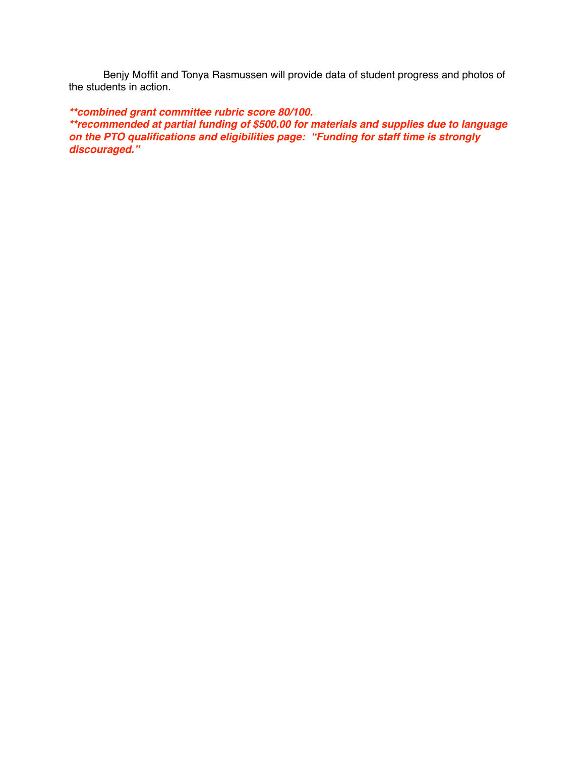Benjy Moffit and Tonya Rasmussen will provide data of student progress and photos of the students in action.

***\*\*combined grant committee rubric score 80/100.***
***\*\*recommended at partial funding of $500.00 for materials and supplies due to language on the PTO qualifications and eligibilities page: "Funding for staff time is strongly discouraged."***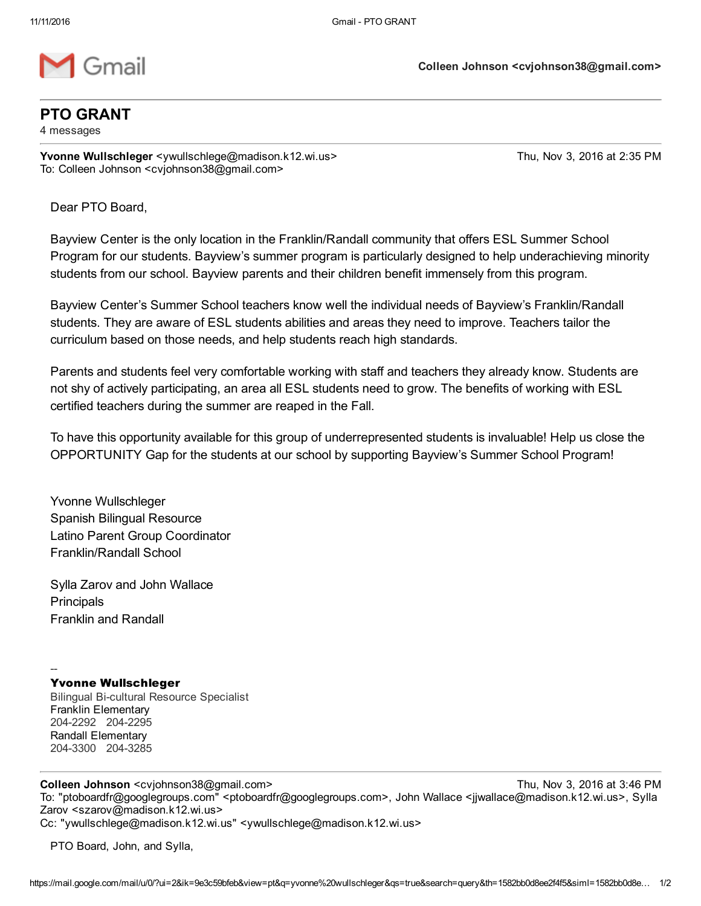# PTO GRANT

4 messages

**Yvonne Wullschleger** <ywullschlege@madison.k12.wi.us> Thu, Nov 3, 2016 at 2:35 PM
To: Colleen Johnson <cvjohnson38@gmail.com>

Dear PTO Board,

Bayview Center is the only location in the Franklin/Randall community that offers ESL Summer School Program for our students. Bayview's summer program is particularly designed to help underachieving minority students from our school. Bayview parents and their children benefit immensely from this program.

Bayview Center's Summer School teachers know well the individual needs of Bayview's Franklin/Randall students. They are aware of ESL students abilities and areas they need to improve. Teachers tailor the curriculum based on those needs, and help students reach high standards.

Parents and students feel very comfortable working with staff and teachers they already know. Students are not shy of actively participating, an area all ESL students need to grow. The benefits of working with ESL certified teachers during the summer are reaped in the Fall.

To have this opportunity available for this group of underrepresented students is invaluable! Help us close the OPPORTUNITY Gap for the students at our school by supporting Bayview's Summer School Program!

Yvonne Wullschleger
Spanish Bilingual Resource
Latino Parent Group Coordinator
Franklin/Randall School

Sylla Zarov and John Wallace
Principals
Franklin and Randall

--
**Yvonne Wullschleger**
Bilingual Bi-cultural Resource Specialist
Franklin Elementary
204-2292 204-2295
Randall Elementary
204-3300 204-3285

---

**Colleen Johnson** <cvjohnson38@gmail.com> Thu, Nov 3, 2016 at 3:46 PM
To: "ptoboardfr@googlegroups.com" <ptoboardfr@googlegroups.com>, John Wallace <jjwallace@madison.k12.wi.us>, Sylla Zarov <szarov@madison.k12.wi.us>
Cc: "ywullschlege@madison.k12.wi.us" <ywullschlege@madison.k12.wi.us>

PTO Board, John, and Sylla,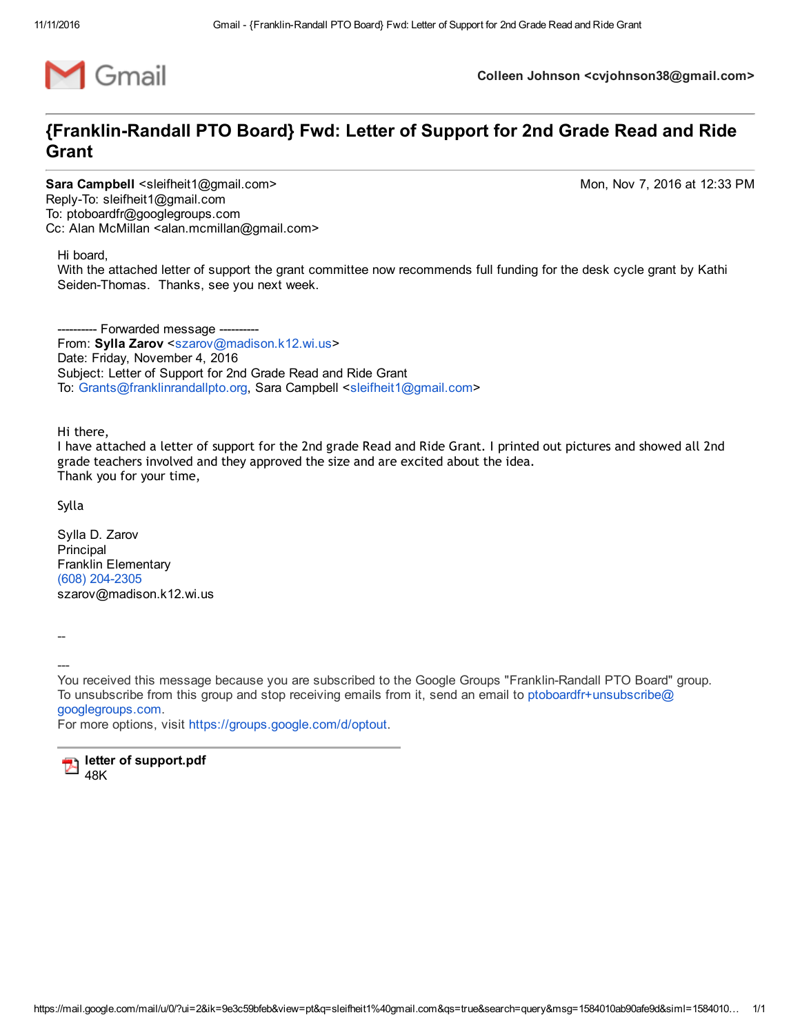Gmail — Colleen Johnson <cvjohnson38@gmail.com>

# {Franklin-Randall PTO Board} Fwd: Letter of Support for 2nd Grade Read and Ride Grant

**Sara Campbell** <sleifheit1@gmail.com> — Mon, Nov 7, 2016 at 12:33 PM
Reply-To: sleifheit1@gmail.com
To: ptoboardfr@googlegroups.com
Cc: Alan McMillan <alan.mcmillan@gmail.com>

Hi board,
With the attached letter of support the grant committee now recommends full funding for the desk cycle grant by Kathi Seiden-Thomas. Thanks, see you next week.

---------- Forwarded message ----------
From: **Sylla Zarov** <szarov@madison.k12.wi.us>
Date: Friday, November 4, 2016
Subject: Letter of Support for 2nd Grade Read and Ride Grant
To: Grants@franklinrandallpto.org, Sara Campbell <sleifheit1@gmail.com>

Hi there,
I have attached a letter of support for the 2nd grade Read and Ride Grant. I printed out pictures and showed all 2nd grade teachers involved and they approved the size and are excited about the idea.
Thank you for your time,

Sylla

Sylla D. Zarov
Principal
Franklin Elementary
(608) 204-2305
szarov@madison.k12.wi.us

--

---
You received this message because you are subscribed to the Google Groups "Franklin-Randall PTO Board" group.
To unsubscribe from this group and stop receiving emails from it, send an email to ptoboardfr+unsubscribe@googlegroups.com.
For more options, visit https://groups.google.com/d/optout.

**letter of support.pdf**
48K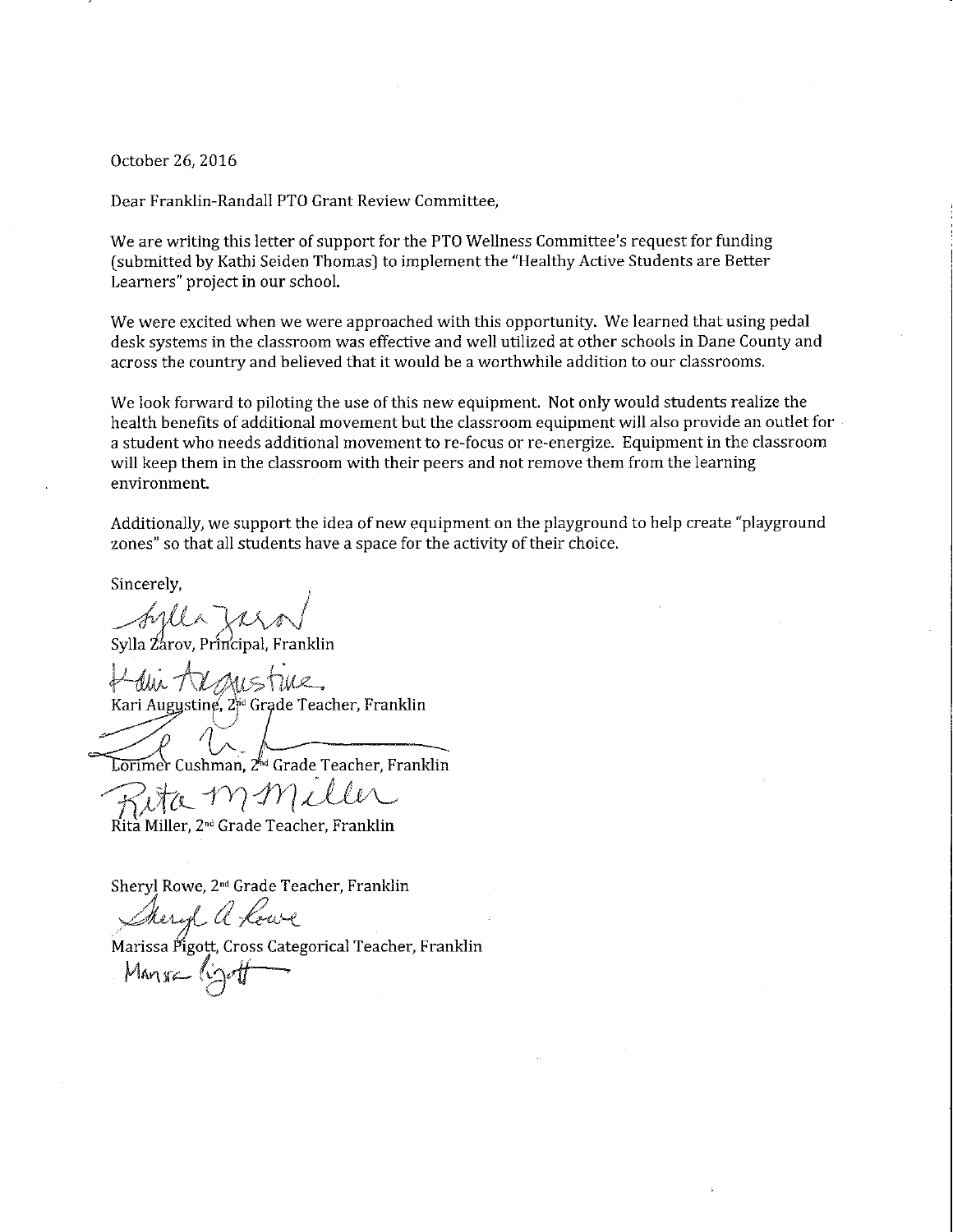October 26, 2016

Dear Franklin-Randall PTO Grant Review Committee,

We are writing this letter of support for the PTO Wellness Committee's request for funding (submitted by Kathi Seiden Thomas) to implement the "Healthy Active Students are Better Learners" project in our school.

We were excited when we were approached with this opportunity. We learned that using pedal desk systems in the classroom was effective and well utilized at other schools in Dane County and across the country and believed that it would be a worthwhile addition to our classrooms.

We look forward to piloting the use of this new equipment. Not only would students realize the health benefits of additional movement but the classroom equipment will also provide an outlet for a student who needs additional movement to re-focus or re-energize. Equipment in the classroom will keep them in the classroom with their peers and not remove them from the learning environment.

Additionally, we support the idea of new equipment on the playground to help create "playground zones" so that all students have a space for the activity of their choice.

Sincerely,

Sylla Zarov, Principal, Franklin

Kari Augustine, 2nd Grade Teacher, Franklin

Lorimer Cushman, 2nd Grade Teacher, Franklin

Rita Miller, 2nd Grade Teacher, Franklin

Sheryl Rowe, 2nd Grade Teacher, Franklin

Marissa Pigott, Cross Categorical Teacher, Franklin